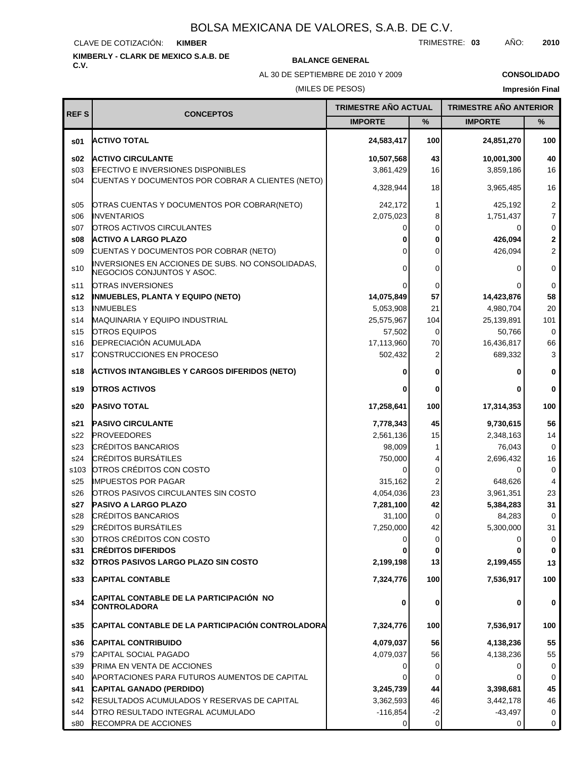# BOLSA MEXICANA DE VALORES, S.A.B. DE C.V.

CLAVE DE COTIZACIÓN: **KIMBER**

TRIMESTRE: **03** AÑO: **2010**

**KIMBERLY - CLARK DE MEXICO S.A.B. DE C.V.**

**BALANCE GENERAL**

AL 30 DE SEPTIEMBRE DE 2010 Y 2009

(MILES DE PESOS)

**CONSOLIDADO**

**Impresión Final**

| REF S | CONCEPTOS | TRIMESTRE AÑO ACTUAL | | TRIMESTRE AÑO ANTERIOR | |
|---|---|---|---|---|---|
| | | IMPORTE | % | IMPORTE | % |
| **s01** | **ACTIVO TOTAL** | **24,583,417** | **100** | **24,851,270** | **100** |
| **s02** | **ACTIVO CIRCULANTE** | **10,507,568** | **43** | **10,001,300** | **40** |
| s03 | EFECTIVO E INVERSIONES DISPONIBLES | 3,861,429 | 16 | 3,859,186 | 16 |
| s04 | CUENTAS Y DOCUMENTOS POR COBRAR A CLIENTES (NETO) | 4,328,944 | 18 | 3,965,485 | 16 |
| s05 | OTRAS CUENTAS Y DOCUMENTOS POR COBRAR(NETO) | 242,172 | 1 | 425,192 | 2 |
| s06 | INVENTARIOS | 2,075,023 | 8 | 1,751,437 | 7 |
| s07 | OTROS ACTIVOS CIRCULANTES | 0 | 0 | 0 | 0 |
| **s08** | **ACTIVO A LARGO PLAZO** | **0** | **0** | **426,094** | **2** |
| s09 | CUENTAS Y DOCUMENTOS POR COBRAR (NETO) | 0 | 0 | 426,094 | 2 |
| s10 | INVERSIONES EN ACCIONES DE SUBS. NO CONSOLIDADAS, NEGOCIOS CONJUNTOS Y ASOC. | 0 | 0 | 0 | 0 |
| s11 | OTRAS INVERSIONES | 0 | 0 | 0 | 0 |
| **s12** | **INMUEBLES, PLANTA Y EQUIPO (NETO)** | **14,075,849** | **57** | **14,423,876** | **58** |
| s13 | INMUEBLES | 5,053,908 | 21 | 4,980,704 | 20 |
| s14 | MAQUINARIA Y EQUIPO INDUSTRIAL | 25,575,967 | 104 | 25,139,891 | 101 |
| s15 | OTROS EQUIPOS | 57,502 | 0 | 50,766 | 0 |
| s16 | DEPRECIACIÓN ACUMULADA | 17,113,960 | 70 | 16,436,817 | 66 |
| s17 | CONSTRUCCIONES EN PROCESO | 502,432 | 2 | 689,332 | 3 |
| **s18** | **ACTIVOS INTANGIBLES Y CARGOS DIFERIDOS (NETO)** | **0** | **0** | **0** | **0** |
| **s19** | **OTROS ACTIVOS** | **0** | **0** | **0** | **0** |
| **s20** | **PASIVO TOTAL** | **17,258,641** | **100** | **17,314,353** | **100** |
| **s21** | **PASIVO CIRCULANTE** | **7,778,343** | **45** | **9,730,615** | **56** |
| s22 | PROVEEDORES | 2,561,136 | 15 | 2,348,163 | 14 |
| s23 | CRÉDITOS BANCARIOS | 98,009 | 1 | 76,043 | 0 |
| s24 | CRÉDITOS BURSÁTILES | 750,000 | 4 | 2,696,432 | 16 |
| s103 | OTROS CRÉDITOS CON COSTO | 0 | 0 | 0 | 0 |
| s25 | IMPUESTOS POR PAGAR | 315,162 | 2 | 648,626 | 4 |
| s26 | OTROS PASIVOS CIRCULANTES SIN COSTO | 4,054,036 | 23 | 3,961,351 | 23 |
| **s27** | **PASIVO A LARGO PLAZO** | **7,281,100** | **42** | **5,384,283** | **31** |
| s28 | CRÉDITOS BANCARIOS | 31,100 | 0 | 84,283 | 0 |
| s29 | CRÉDITOS BURSÁTILES | 7,250,000 | 42 | 5,300,000 | 31 |
| s30 | OTROS CRÉDITOS CON COSTO | 0 | 0 | 0 | 0 |
| **s31** | **CRÉDITOS DIFERIDOS** | **0** | **0** | **0** | **0** |
| **s32** | **OTROS PASIVOS LARGO PLAZO SIN COSTO** | **2,199,198** | **13** | **2,199,455** | **13** |
| **s33** | **CAPITAL CONTABLE** | **7,324,776** | **100** | **7,536,917** | **100** |
| **s34** | **CAPITAL CONTABLE DE LA PARTICIPACIÓN NO CONTROLADORA** | **0** | **0** | **0** | **0** |
| **s35** | **CAPITAL CONTABLE DE LA PARTICIPACIÓN CONTROLADORA** | **7,324,776** | **100** | **7,536,917** | **100** |
| **s36** | **CAPITAL CONTRIBUIDO** | **4,079,037** | **56** | **4,138,236** | **55** |
| s79 | CAPITAL SOCIAL PAGADO | 4,079,037 | 56 | 4,138,236 | 55 |
| s39 | PRIMA EN VENTA DE ACCIONES | 0 | 0 | 0 | 0 |
| s40 | APORTACIONES PARA FUTUROS AUMENTOS DE CAPITAL | 0 | 0 | 0 | 0 |
| **s41** | **CAPITAL GANADO (PERDIDO)** | **3,245,739** | **44** | **3,398,681** | **45** |
| s42 | RESULTADOS ACUMULADOS Y RESERVAS DE CAPITAL | 3,362,593 | 46 | 3,442,178 | 46 |
| s44 | OTRO RESULTADO INTEGRAL ACUMULADO | -116,854 | -2 | -43,497 | 0 |
| s80 | RECOMPRA DE ACCIONES | 0 | 0 | 0 | 0 |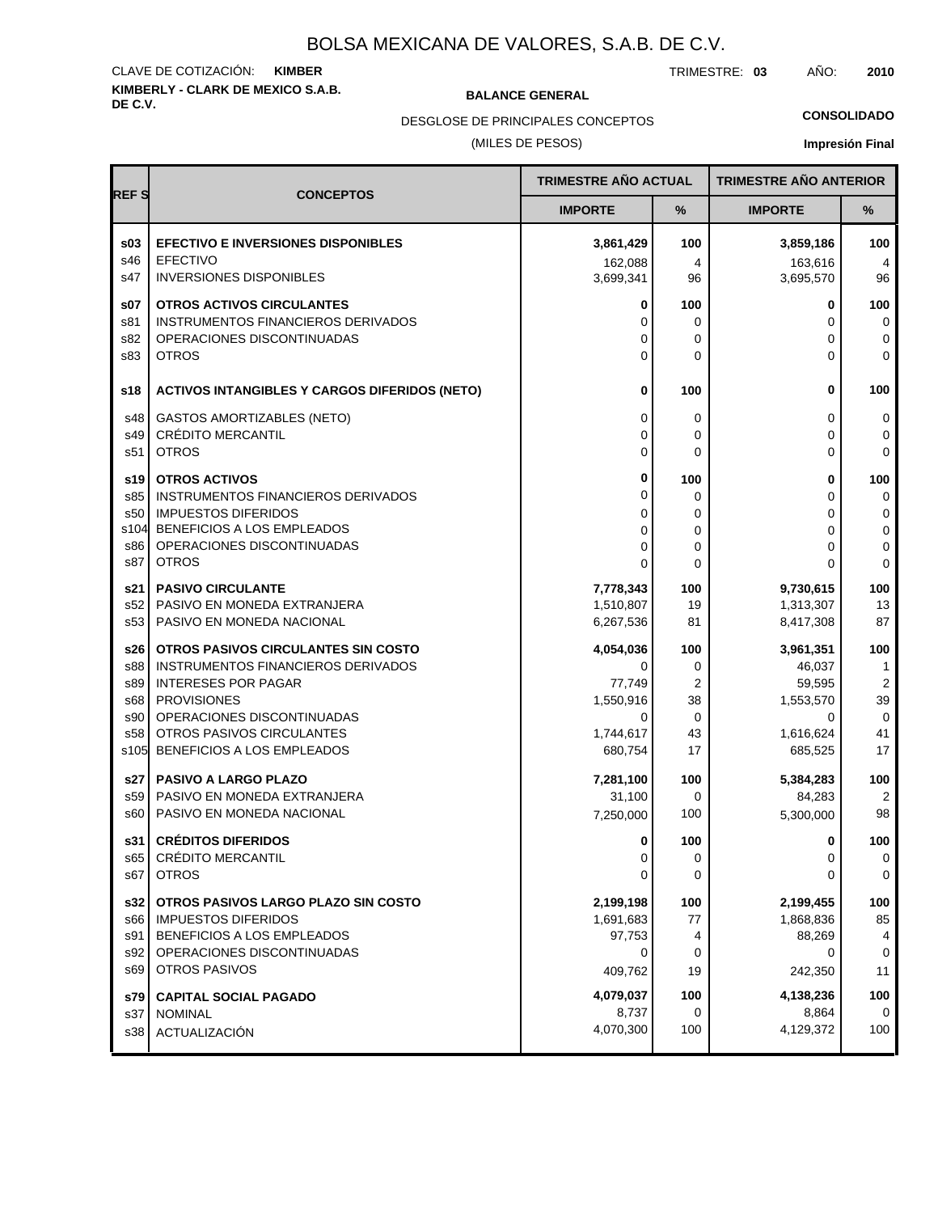# BOLSA MEXICANA DE VALORES, S.A.B. DE C.V.

CLAVE DE COTIZACIÓN: **KIMBER**

TRIMESTRE: **03** AÑO: **2010**

**KIMBERLY - CLARK DE MEXICO S.A.B. DE C.V.**

**BALANCE GENERAL**

DESGLOSE DE PRINCIPALES CONCEPTOS

(MILES DE PESOS)

**CONSOLIDADO**

**Impresión Final**

| REF S | CONCEPTOS | TRIMESTRE AÑO ACTUAL | | TRIMESTRE AÑO ANTERIOR | |
|---|---|---|---|---|---|
| | | IMPORTE | % | IMPORTE | % |
| **s03** | **EFECTIVO E INVERSIONES DISPONIBLES** | **3,861,429** | **100** | **3,859,186** | **100** |
| s46 | EFECTIVO | 162,088 | 4 | 163,616 | 4 |
| s47 | INVERSIONES DISPONIBLES | 3,699,341 | 96 | 3,695,570 | 96 |
| **s07** | **OTROS ACTIVOS CIRCULANTES** | **0** | **100** | **0** | **100** |
| s81 | INSTRUMENTOS FINANCIEROS DERIVADOS | 0 | 0 | 0 | 0 |
| s82 | OPERACIONES DISCONTINUADAS | 0 | 0 | 0 | 0 |
| s83 | OTROS | 0 | 0 | 0 | 0 |
| **s18** | **ACTIVOS INTANGIBLES Y CARGOS DIFERIDOS (NETO)** | **0** | **100** | **0** | **100** |
| s48 | GASTOS AMORTIZABLES (NETO) | 0 | 0 | 0 | 0 |
| s49 | CRÉDITO MERCANTIL | 0 | 0 | 0 | 0 |
| s51 | OTROS | 0 | 0 | 0 | 0 |
| **s19** | **OTROS ACTIVOS** | **0** | **100** | **0** | **100** |
| s85 | INSTRUMENTOS FINANCIEROS DERIVADOS | 0 | 0 | 0 | 0 |
| s50 | IMPUESTOS DIFERIDOS | 0 | 0 | 0 | 0 |
| s104 | BENEFICIOS A LOS EMPLEADOS | 0 | 0 | 0 | 0 |
| s86 | OPERACIONES DISCONTINUADAS | 0 | 0 | 0 | 0 |
| s87 | OTROS | 0 | 0 | 0 | 0 |
| **s21** | **PASIVO CIRCULANTE** | **7,778,343** | **100** | **9,730,615** | **100** |
| s52 | PASIVO EN MONEDA EXTRANJERA | 1,510,807 | 19 | 1,313,307 | 13 |
| s53 | PASIVO EN MONEDA NACIONAL | 6,267,536 | 81 | 8,417,308 | 87 |
| **s26** | **OTROS PASIVOS CIRCULANTES SIN COSTO** | **4,054,036** | **100** | **3,961,351** | **100** |
| s88 | INSTRUMENTOS FINANCIEROS DERIVADOS | 0 | 0 | 46,037 | 1 |
| s89 | INTERESES POR PAGAR | 77,749 | 2 | 59,595 | 2 |
| s68 | PROVISIONES | 1,550,916 | 38 | 1,553,570 | 39 |
| s90 | OPERACIONES DISCONTINUADAS | 0 | 0 | 0 | 0 |
| s58 | OTROS PASIVOS CIRCULANTES | 1,744,617 | 43 | 1,616,624 | 41 |
| s105 | BENEFICIOS A LOS EMPLEADOS | 680,754 | 17 | 685,525 | 17 |
| **s27** | **PASIVO A LARGO PLAZO** | **7,281,100** | **100** | **5,384,283** | **100** |
| s59 | PASIVO EN MONEDA EXTRANJERA | 31,100 | 0 | 84,283 | 2 |
| s60 | PASIVO EN MONEDA NACIONAL | 7,250,000 | 100 | 5,300,000 | 98 |
| **s31** | **CRÉDITOS DIFERIDOS** | **0** | **100** | **0** | **100** |
| s65 | CRÉDITO MERCANTIL | 0 | 0 | 0 | 0 |
| s67 | OTROS | 0 | 0 | 0 | 0 |
| **s32** | **OTROS PASIVOS LARGO PLAZO SIN COSTO** | **2,199,198** | **100** | **2,199,455** | **100** |
| s66 | IMPUESTOS DIFERIDOS | 1,691,683 | 77 | 1,868,836 | 85 |
| s91 | BENEFICIOS A LOS EMPLEADOS | 97,753 | 4 | 88,269 | 4 |
| s92 | OPERACIONES DISCONTINUADAS | 0 | 0 | 0 | 0 |
| s69 | OTROS PASIVOS | 409,762 | 19 | 242,350 | 11 |
| **s79** | **CAPITAL SOCIAL PAGADO** | **4,079,037** | **100** | **4,138,236** | **100** |
| s37 | NOMINAL | 8,737 | 0 | 8,864 | 0 |
| s38 | ACTUALIZACIÓN | 4,070,300 | 100 | 4,129,372 | 100 |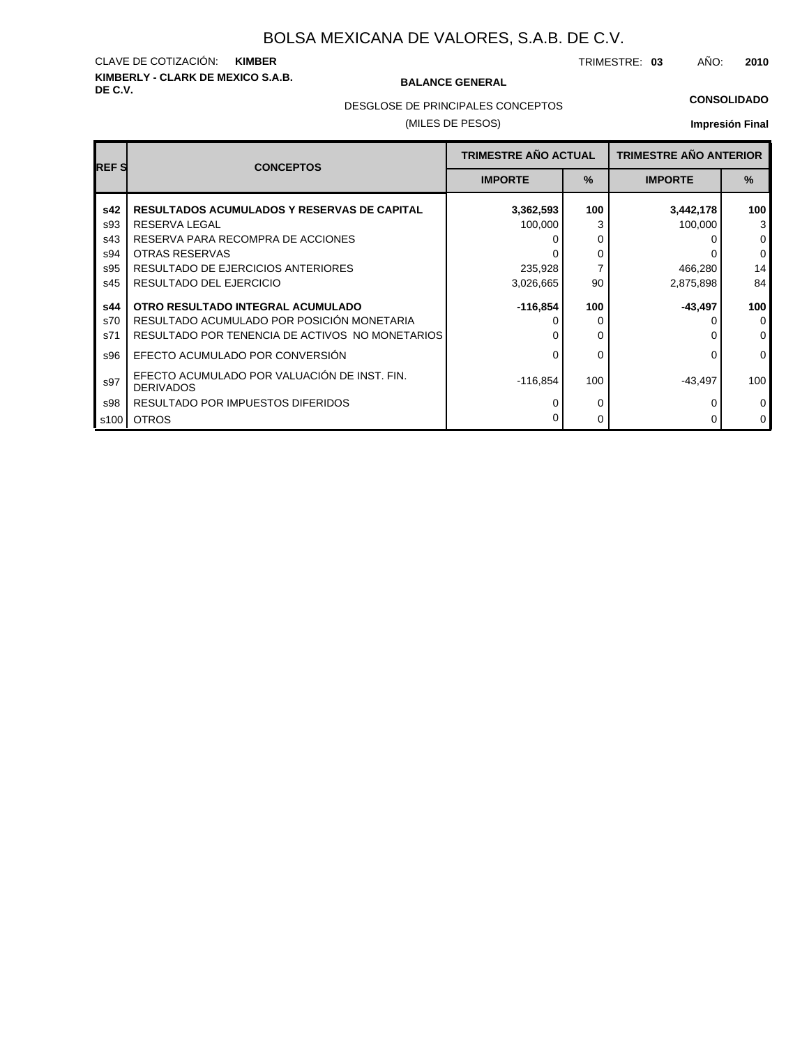# BOLSA MEXICANA DE VALORES, S.A.B. DE C.V.

CLAVE DE COTIZACIÓN: **KIMBER**

TRIMESTRE: **03** AÑO: **2010**

**KIMBERLY - CLARK DE MEXICO S.A.B. DE C.V.**

**BALANCE GENERAL**

DESGLOSE DE PRINCIPALES CONCEPTOS

(MILES DE PESOS)

**CONSOLIDADO**

**Impresión Final**

| REF S | CONCEPTOS | TRIMESTRE AÑO ACTUAL | | TRIMESTRE AÑO ANTERIOR | |
|---|---|---|---|---|---|
| | | IMPORTE | % | IMPORTE | % |
| **s42** | **RESULTADOS ACUMULADOS Y RESERVAS DE CAPITAL** | **3,362,593** | **100** | **3,442,178** | **100** |
| s93 | RESERVA LEGAL | 100,000 | 3 | 100,000 | 3 |
| s43 | RESERVA PARA RECOMPRA DE ACCIONES | 0 | 0 | 0 | 0 |
| s94 | OTRAS RESERVAS | 0 | 0 | 0 | 0 |
| s95 | RESULTADO DE EJERCICIOS ANTERIORES | 235,928 | 7 | 466,280 | 14 |
| s45 | RESULTADO DEL EJERCICIO | 3,026,665 | 90 | 2,875,898 | 84 |
| **s44** | **OTRO RESULTADO INTEGRAL ACUMULADO** | **-116,854** | **100** | **-43,497** | **100** |
| s70 | RESULTADO ACUMULADO POR POSICIÓN MONETARIA | 0 | 0 | 0 | 0 |
| s71 | RESULTADO POR TENENCIA DE ACTIVOS NO MONETARIOS | 0 | 0 | 0 | 0 |
| s96 | EFECTO ACUMULADO POR CONVERSIÓN | 0 | 0 | 0 | 0 |
| s97 | EFECTO ACUMULADO POR VALUACIÓN DE INST. FIN. DERIVADOS | -116,854 | 100 | -43,497 | 100 |
| s98 | RESULTADO POR IMPUESTOS DIFERIDOS | 0 | 0 | 0 | 0 |
| s100 | OTROS | 0 | 0 | 0 | 0 |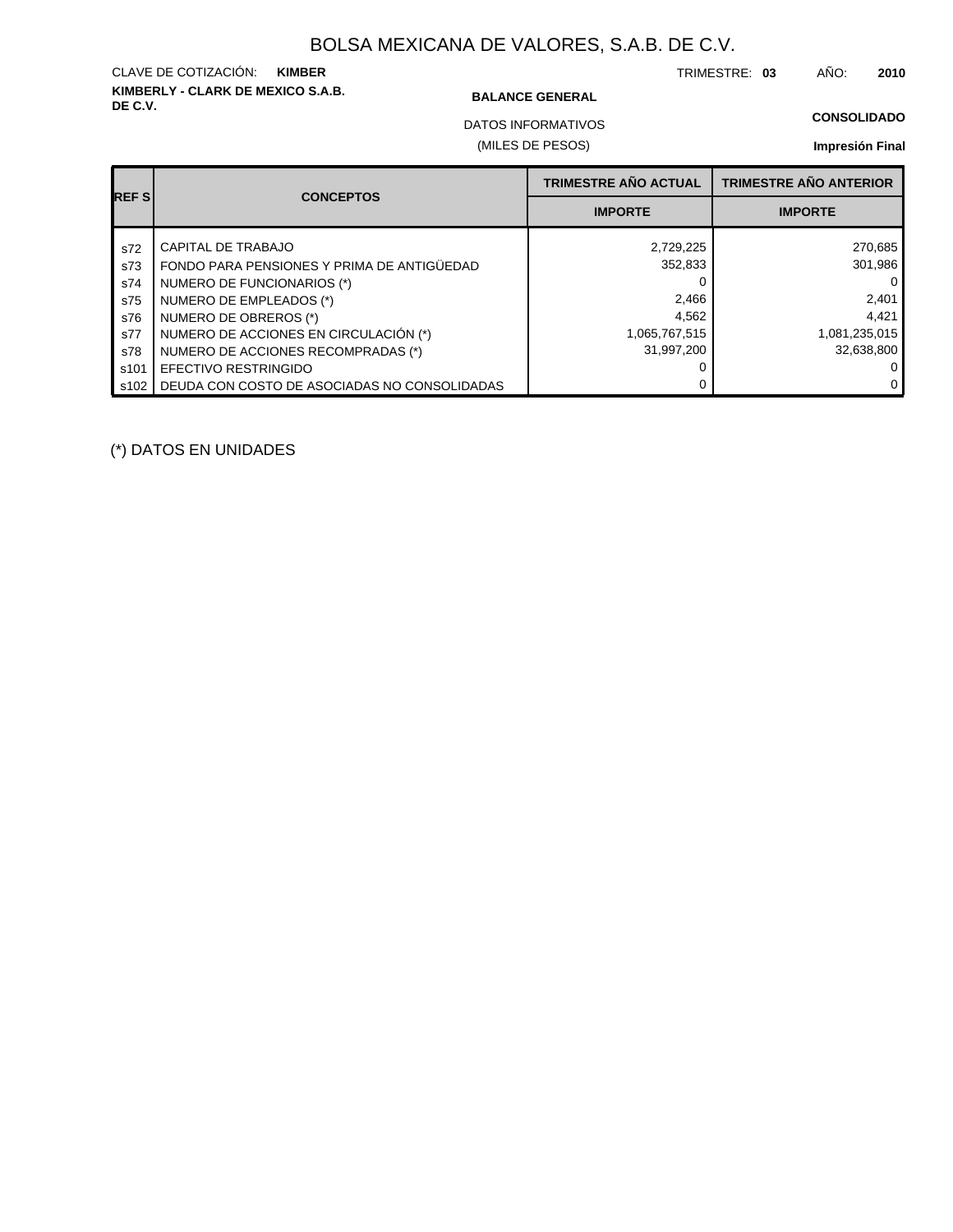# BOLSA MEXICANA DE VALORES, S.A.B. DE C.V.

CLAVE DE COTIZACIÓN: **KIMBER**

TRIMESTRE: **03** AÑO: **2010**

**KIMBERLY - CLARK DE MEXICO S.A.B. DE C.V.**

**BALANCE GENERAL**

**CONSOLIDADO**

DATOS INFORMATIVOS

(MILES DE PESOS)

**Impresión Final**

| REF S | CONCEPTOS | TRIMESTRE AÑO ACTUAL | TRIMESTRE AÑO ANTERIOR |
|---|---|---|---|
| | | IMPORTE | IMPORTE |
| s72 | CAPITAL DE TRABAJO | 2,729,225 | 270,685 |
| s73 | FONDO PARA PENSIONES Y PRIMA DE ANTIGÜEDAD | 352,833 | 301,986 |
| s74 | NUMERO DE FUNCIONARIOS (*) | 0 | 0 |
| s75 | NUMERO DE EMPLEADOS (*) | 2,466 | 2,401 |
| s76 | NUMERO DE OBREROS (*) | 4,562 | 4,421 |
| s77 | NUMERO DE ACCIONES EN CIRCULACIÓN (*) | 1,065,767,515 | 1,081,235,015 |
| s78 | NUMERO DE ACCIONES RECOMPRADAS (*) | 31,997,200 | 32,638,800 |
| s101 | EFECTIVO RESTRINGIDO | 0 | 0 |
| s102 | DEUDA CON COSTO DE ASOCIADAS NO CONSOLIDADAS | 0 | 0 |

(*) DATOS EN UNIDADES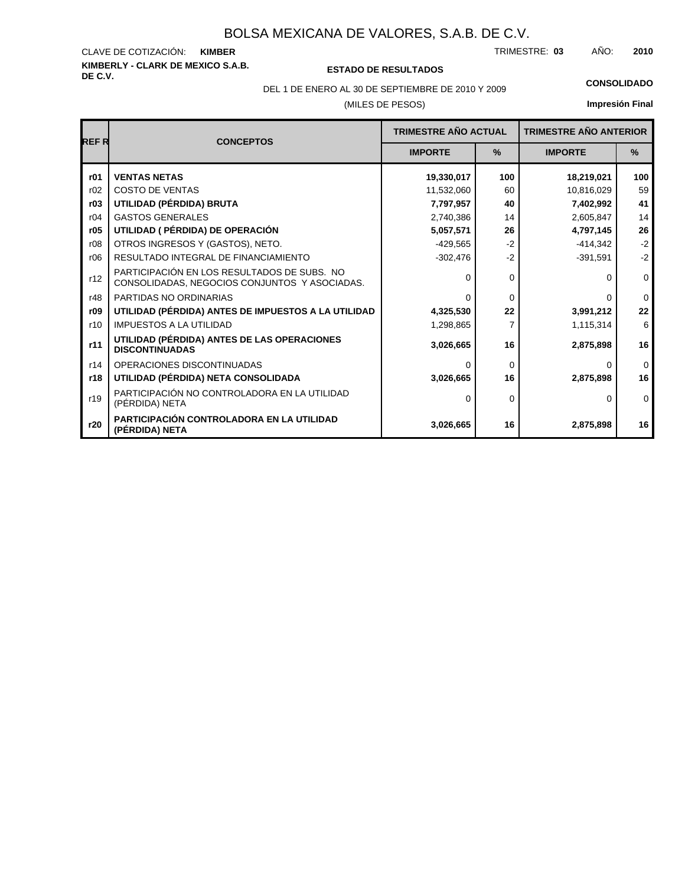# BOLSA MEXICANA DE VALORES, S.A.B. DE C.V.

CLAVE DE COTIZACIÓN: **KIMBER**

TRIMESTRE: **03** AÑO: **2010**

**KIMBERLY - CLARK DE MEXICO S.A.B. DE C.V.**

**ESTADO DE RESULTADOS**

DEL 1 DE ENERO AL 30 DE SEPTIEMBRE DE 2010 Y 2009

(MILES DE PESOS)

**CONSOLIDADO**

**Impresión Final**

| REF R | CONCEPTOS | TRIMESTRE AÑO ACTUAL | | TRIMESTRE AÑO ANTERIOR | |
|---|---|---|---|---|---|
| | | IMPORTE | % | IMPORTE | % |
| **r01** | **VENTAS NETAS** | **19,330,017** | **100** | **18,219,021** | **100** |
| r02 | COSTO DE VENTAS | 11,532,060 | 60 | 10,816,029 | 59 |
| **r03** | **UTILIDAD (PÉRDIDA) BRUTA** | **7,797,957** | **40** | **7,402,992** | **41** |
| r04 | GASTOS GENERALES | 2,740,386 | 14 | 2,605,847 | 14 |
| **r05** | **UTILIDAD ( PÉRDIDA) DE OPERACIÓN** | **5,057,571** | **26** | **4,797,145** | **26** |
| r08 | OTROS INGRESOS Y (GASTOS), NETO. | -429,565 | -2 | -414,342 | -2 |
| r06 | RESULTADO INTEGRAL DE FINANCIAMIENTO | -302,476 | -2 | -391,591 | -2 |
| r12 | PARTICIPACIÓN EN LOS RESULTADOS DE SUBS. NO CONSOLIDADAS, NEGOCIOS CONJUNTOS Y ASOCIADAS. | 0 | 0 | 0 | 0 |
| r48 | PARTIDAS NO ORDINARIAS | 0 | 0 | 0 | 0 |
| **r09** | **UTILIDAD (PÉRDIDA) ANTES DE IMPUESTOS A LA UTILIDAD** | **4,325,530** | **22** | **3,991,212** | **22** |
| r10 | IMPUESTOS A LA UTILIDAD | 1,298,865 | 7 | 1,115,314 | 6 |
| **r11** | **UTILIDAD (PÉRDIDA) ANTES DE LAS OPERACIONES DISCONTINUADAS** | **3,026,665** | **16** | **2,875,898** | **16** |
| r14 | OPERACIONES DISCONTINUADAS | 0 | 0 | 0 | 0 |
| **r18** | **UTILIDAD (PÉRDIDA) NETA CONSOLIDADA** | **3,026,665** | **16** | **2,875,898** | **16** |
| r19 | PARTICIPACIÓN NO CONTROLADORA EN LA UTILIDAD (PÉRDIDA) NETA | 0 | 0 | 0 | 0 |
| **r20** | **PARTICIPACIÓN CONTROLADORA EN LA UTILIDAD (PÉRDIDA) NETA** | **3,026,665** | **16** | **2,875,898** | **16** |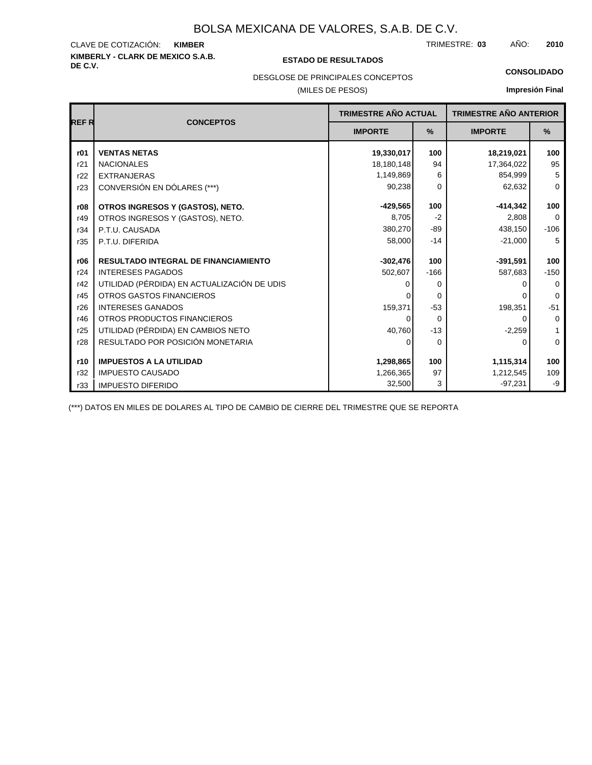# BOLSA MEXICANA DE VALORES, S.A.B. DE C.V.

CLAVE DE COTIZACIÓN: **KIMBER**

TRIMESTRE: **03** AÑO: **2010**

**KIMBERLY - CLARK DE MEXICO S.A.B. DE C.V.**

**ESTADO DE RESULTADOS**

**CONSOLIDADO**

DESGLOSE DE PRINCIPALES CONCEPTOS

(MILES DE PESOS)

**Impresión Final**

| REF R | CONCEPTOS | TRIMESTRE AÑO ACTUAL | | TRIMESTRE AÑO ANTERIOR | |
|---|---|---|---|---|---|
| | | IMPORTE | % | IMPORTE | % |
| **r01** | **VENTAS NETAS** | **19,330,017** | **100** | **18,219,021** | **100** |
| r21 | NACIONALES | 18,180,148 | 94 | 17,364,022 | 95 |
| r22 | EXTRANJERAS | 1,149,869 | 6 | 854,999 | 5 |
| r23 | CONVERSIÓN EN DÓLARES (***) | 90,238 | 0 | 62,632 | 0 |
| **r08** | **OTROS INGRESOS Y (GASTOS), NETO.** | **-429,565** | **100** | **-414,342** | **100** |
| r49 | OTROS INGRESOS Y (GASTOS), NETO. | 8,705 | -2 | 2,808 | 0 |
| r34 | P.T.U. CAUSADA | 380,270 | -89 | 438,150 | -106 |
| r35 | P.T.U. DIFERIDA | 58,000 | -14 | -21,000 | 5 |
| **r06** | **RESULTADO INTEGRAL DE FINANCIAMIENTO** | **-302,476** | **100** | **-391,591** | **100** |
| r24 | INTERESES PAGADOS | 502,607 | -166 | 587,683 | -150 |
| r42 | UTILIDAD (PÉRDIDA) EN ACTUALIZACIÓN DE UDIS | 0 | 0 | 0 | 0 |
| r45 | OTROS GASTOS FINANCIEROS | 0 | 0 | 0 | 0 |
| r26 | INTERESES GANADOS | 159,371 | -53 | 198,351 | -51 |
| r46 | OTROS PRODUCTOS FINANCIEROS | 0 | 0 | 0 | 0 |
| r25 | UTILIDAD (PÉRDIDA) EN CAMBIOS NETO | 40,760 | -13 | -2,259 | 1 |
| r28 | RESULTADO POR POSICIÓN MONETARIA | 0 | 0 | 0 | 0 |
| **r10** | **IMPUESTOS A LA UTILIDAD** | **1,298,865** | **100** | **1,115,314** | **100** |
| r32 | IMPUESTO CAUSADO | 1,266,365 | 97 | 1,212,545 | 109 |
| r33 | IMPUESTO DIFERIDO | 32,500 | 3 | -97,231 | -9 |

(***) DATOS EN MILES DE DOLARES AL TIPO DE CAMBIO DE CIERRE DEL TRIMESTRE QUE SE REPORTA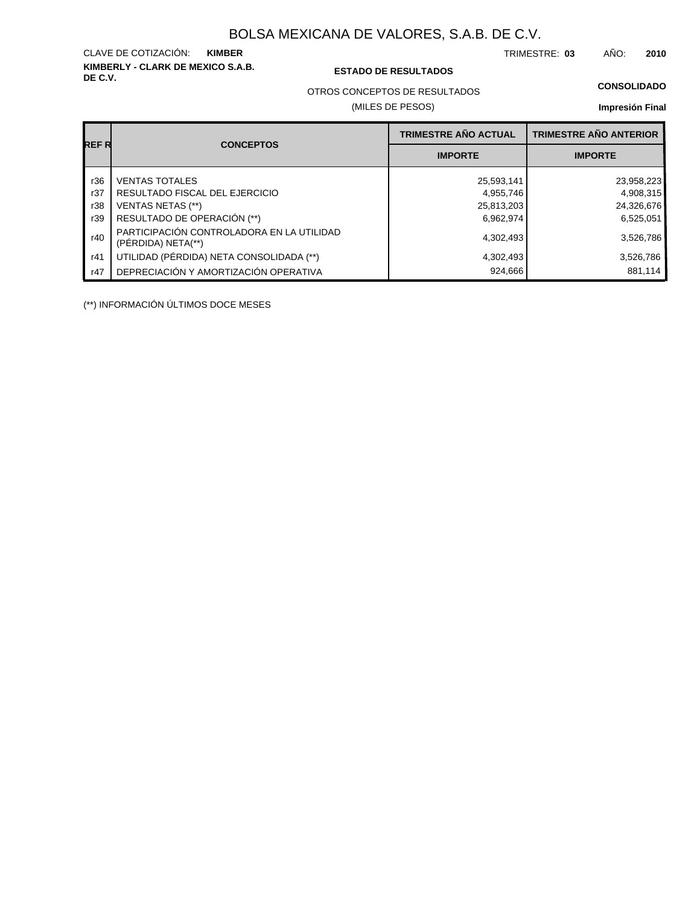# BOLSA MEXICANA DE VALORES, S.A.B. DE C.V.

CLAVE DE COTIZACIÓN: **KIMBER**

TRIMESTRE: **03** AÑO: **2010**

**KIMBERLY - CLARK DE MEXICO S.A.B. DE C.V.**

**ESTADO DE RESULTADOS**

**CONSOLIDADO**

OTROS CONCEPTOS DE RESULTADOS

(MILES DE PESOS)

**Impresión Final**

| REF R | CONCEPTOS | TRIMESTRE AÑO ACTUAL | TRIMESTRE AÑO ANTERIOR |
|---|---|---|---|
| | | IMPORTE | IMPORTE |
| r36 | VENTAS TOTALES | 25,593,141 | 23,958,223 |
| r37 | RESULTADO FISCAL DEL EJERCICIO | 4,955,746 | 4,908,315 |
| r38 | VENTAS NETAS (**) | 25,813,203 | 24,326,676 |
| r39 | RESULTADO DE OPERACIÓN (**) | 6,962,974 | 6,525,051 |
| r40 | PARTICIPACIÓN CONTROLADORA EN LA UTILIDAD (PÉRDIDA) NETA(**) | 4,302,493 | 3,526,786 |
| r41 | UTILIDAD (PÉRDIDA) NETA CONSOLIDADA (**) | 4,302,493 | 3,526,786 |
| r47 | DEPRECIACIÓN Y AMORTIZACIÓN OPERATIVA | 924,666 | 881,114 |

(**) INFORMACIÓN ÚLTIMOS DOCE MESES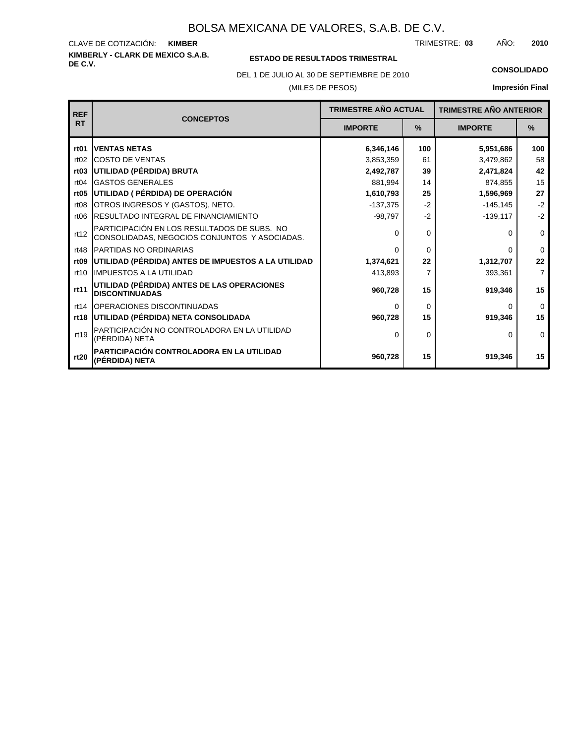# BOLSA MEXICANA DE VALORES, S.A.B. DE C.V.

CLAVE DE COTIZACIÓN: **KIMBER**

TRIMESTRE: **03** AÑO: **2010**

**KIMBERLY - CLARK DE MEXICO S.A.B. DE C.V.**

**ESTADO DE RESULTADOS TRIMESTRAL**

DEL 1 DE JULIO AL 30 DE SEPTIEMBRE DE 2010

(MILES DE PESOS)

**CONSOLIDADO**

**Impresión Final**

| REF RT | CONCEPTOS | TRIMESTRE AÑO ACTUAL | | TRIMESTRE AÑO ANTERIOR | |
|---|---|---|---|---|---|
| | | IMPORTE | % | IMPORTE | % |
| **rt01** | **VENTAS NETAS** | **6,346,146** | **100** | **5,951,686** | **100** |
| rt02 | COSTO DE VENTAS | 3,853,359 | 61 | 3,479,862 | 58 |
| **rt03** | **UTILIDAD (PÉRDIDA) BRUTA** | **2,492,787** | **39** | **2,471,824** | **42** |
| rt04 | GASTOS GENERALES | 881,994 | 14 | 874,855 | 15 |
| **rt05** | **UTILIDAD ( PÉRDIDA) DE OPERACIÓN** | **1,610,793** | **25** | **1,596,969** | **27** |
| rt08 | OTROS INGRESOS Y (GASTOS), NETO. | -137,375 | -2 | -145,145 | -2 |
| rt06 | RESULTADO INTEGRAL DE FINANCIAMIENTO | -98,797 | -2 | -139,117 | -2 |
| rt12 | PARTICIPACIÓN EN LOS RESULTADOS DE SUBS. NO CONSOLIDADAS, NEGOCIOS CONJUNTOS Y ASOCIADAS. | 0 | 0 | 0 | 0 |
| rt48 | PARTIDAS NO ORDINARIAS | 0 | 0 | 0 | 0 |
| **rt09** | **UTILIDAD (PÉRDIDA) ANTES DE IMPUESTOS A LA UTILIDAD** | **1,374,621** | **22** | **1,312,707** | **22** |
| rt10 | IMPUESTOS A LA UTILIDAD | 413,893 | 7 | 393,361 | 7 |
| **rt11** | **UTILIDAD (PÉRDIDA) ANTES DE LAS OPERACIONES DISCONTINUADAS** | **960,728** | **15** | **919,346** | **15** |
| rt14 | OPERACIONES DISCONTINUADAS | 0 | 0 | 0 | 0 |
| **rt18** | **UTILIDAD (PÉRDIDA) NETA CONSOLIDADA** | **960,728** | **15** | **919,346** | **15** |
| rt19 | PARTICIPACIÓN NO CONTROLADORA EN LA UTILIDAD (PÉRDIDA) NETA | 0 | 0 | 0 | 0 |
| **rt20** | **PARTICIPACIÓN CONTROLADORA EN LA UTILIDAD (PÉRDIDA) NETA** | **960,728** | **15** | **919,346** | **15** |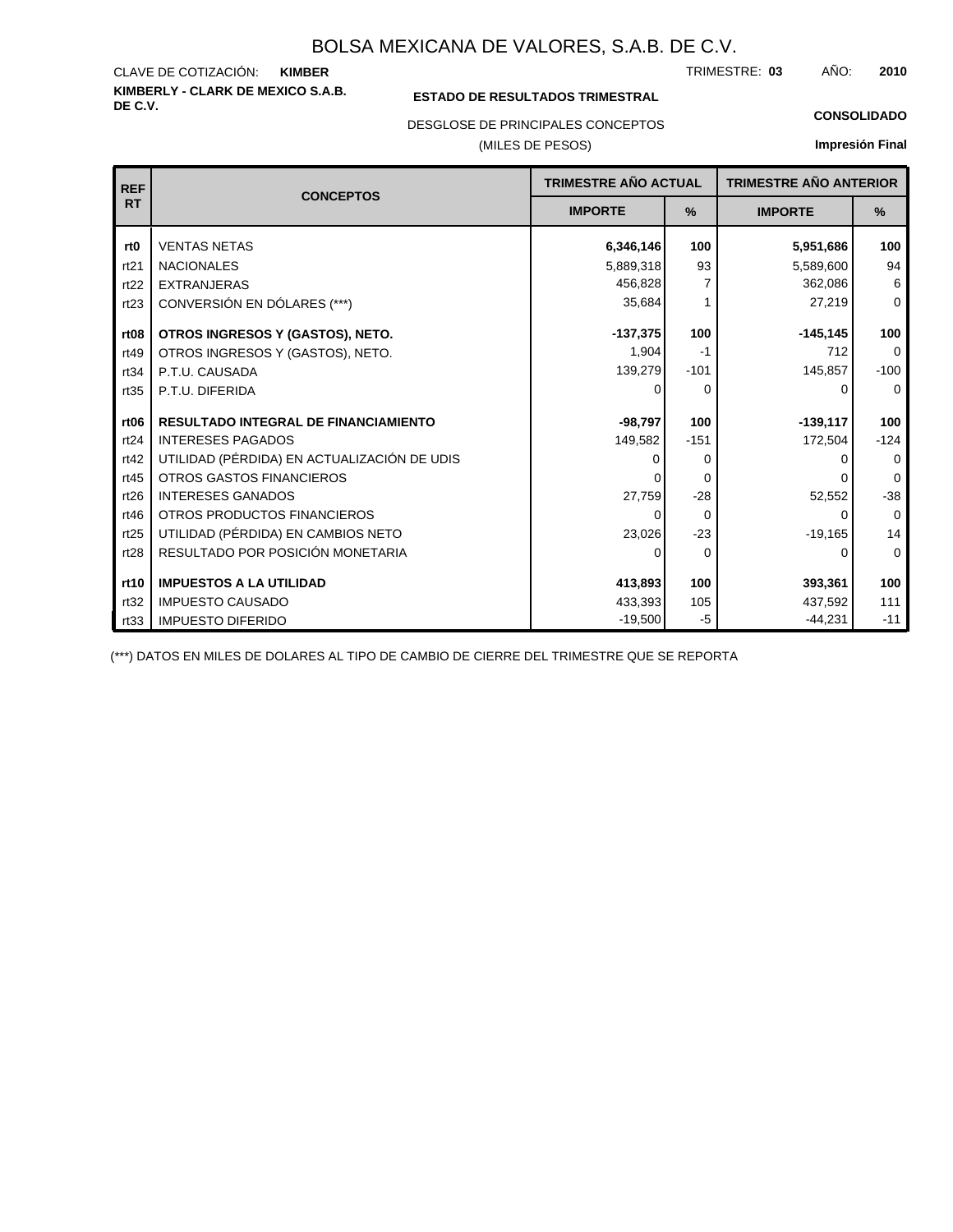# BOLSA MEXICANA DE VALORES, S.A.B. DE C.V.

CLAVE DE COTIZACIÓN: **KIMBER**

TRIMESTRE: **03** AÑO: **2010**

**KIMBERLY - CLARK DE MEXICO S.A.B. DE C.V.**

**ESTADO DE RESULTADOS TRIMESTRAL**

DESGLOSE DE PRINCIPALES CONCEPTOS

(MILES DE PESOS)

**CONSOLIDADO**

**Impresión Final**

| REF RT | CONCEPTOS | TRIMESTRE AÑO ACTUAL | | TRIMESTRE AÑO ANTERIOR | |
|---|---|---|---|---|---|
| | | IMPORTE | % | IMPORTE | % |
| **rt0** | VENTAS NETAS | **6,346,146** | **100** | **5,951,686** | **100** |
| rt21 | NACIONALES | 5,889,318 | 93 | 5,589,600 | 94 |
| rt22 | EXTRANJERAS | 456,828 | 7 | 362,086 | 6 |
| rt23 | CONVERSIÓN EN DÓLARES (***) | 35,684 | 1 | 27,219 | 0 |
| **rt08** | **OTROS INGRESOS Y (GASTOS), NETO.** | **-137,375** | **100** | **-145,145** | **100** |
| rt49 | OTROS INGRESOS Y (GASTOS), NETO. | 1,904 | -1 | 712 | 0 |
| rt34 | P.T.U. CAUSADA | 139,279 | -101 | 145,857 | -100 |
| rt35 | P.T.U. DIFERIDA | 0 | 0 | 0 | 0 |
| **rt06** | **RESULTADO INTEGRAL DE FINANCIAMIENTO** | **-98,797** | **100** | **-139,117** | **100** |
| rt24 | INTERESES PAGADOS | 149,582 | -151 | 172,504 | -124 |
| rt42 | UTILIDAD (PÉRDIDA) EN ACTUALIZACIÓN DE UDIS | 0 | 0 | 0 | 0 |
| rt45 | OTROS GASTOS FINANCIEROS | 0 | 0 | 0 | 0 |
| rt26 | INTERESES GANADOS | 27,759 | -28 | 52,552 | -38 |
| rt46 | OTROS PRODUCTOS FINANCIEROS | 0 | 0 | 0 | 0 |
| rt25 | UTILIDAD (PÉRDIDA) EN CAMBIOS NETO | 23,026 | -23 | -19,165 | 14 |
| rt28 | RESULTADO POR POSICIÓN MONETARIA | 0 | 0 | 0 | 0 |
| **rt10** | **IMPUESTOS A LA UTILIDAD** | **413,893** | **100** | **393,361** | **100** |
| rt32 | IMPUESTO CAUSADO | 433,393 | 105 | 437,592 | 111 |
| rt33 | IMPUESTO DIFERIDO | -19,500 | -5 | -44,231 | -11 |

(***) DATOS EN MILES DE DOLARES AL TIPO DE CAMBIO DE CIERRE DEL TRIMESTRE QUE SE REPORTA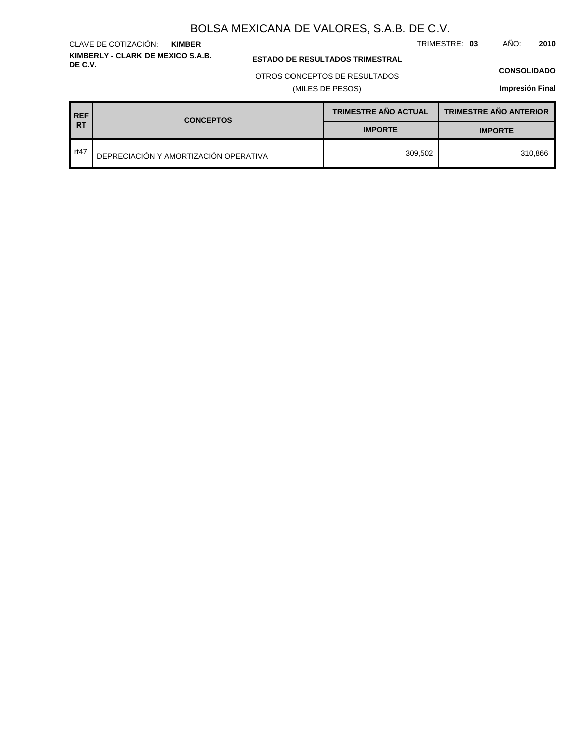# BOLSA MEXICANA DE VALORES, S.A.B. DE C.V.

CLAVE DE COTIZACIÓN: **KIMBER**

TRIMESTRE: **03** AÑO: **2010**

**KIMBERLY - CLARK DE MEXICO S.A.B. DE C.V.**

**ESTADO DE RESULTADOS TRIMESTRAL**

OTROS CONCEPTOS DE RESULTADOS

(MILES DE PESOS)

**CONSOLIDADO**

**Impresión Final**

| REF RT | CONCEPTOS | TRIMESTRE AÑO ACTUAL | TRIMESTRE AÑO ANTERIOR |
|---|---|---|---|
| | | IMPORTE | IMPORTE |
| rt47 | DEPRECIACIÓN Y AMORTIZACIÓN OPERATIVA | 309,502 | 310,866 |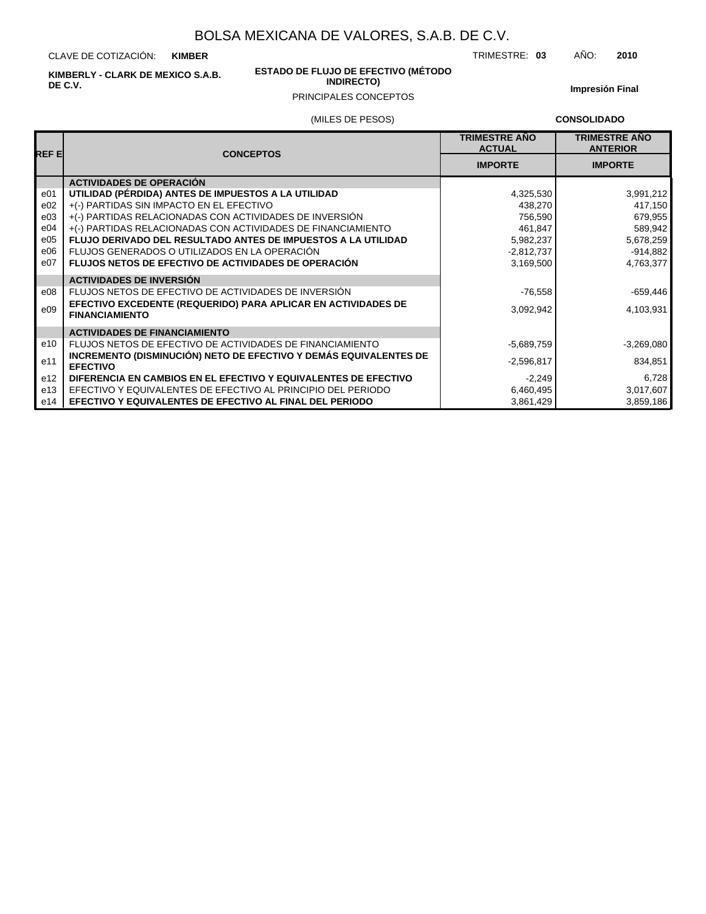# BOLSA MEXICANA DE VALORES, S.A.B. DE C.V.

CLAVE DE COTIZACIÓN: **KIMBER**

TRIMESTRE: **03** AÑO: **2010**

**KIMBERLY - CLARK DE MEXICO S.A.B. DE C.V.**

**ESTADO DE FLUJO DE EFECTIVO (MÉTODO INDIRECTO)**

PRINCIPALES CONCEPTOS

**Impresión Final**

(MILES DE PESOS)

**CONSOLIDADO**

| REF E | CONCEPTOS | TRIMESTRE AÑO ACTUAL | TRIMESTRE AÑO ANTERIOR |
|---|---|---|---|
| | | IMPORTE | IMPORTE |
| | **ACTIVIDADES DE OPERACIÓN** | | |
| e01 | **UTILIDAD (PÉRDIDA) ANTES DE IMPUESTOS A LA UTILIDAD** | 4,325,530 | 3,991,212 |
| e02 | +(-) PARTIDAS SIN IMPACTO EN EL EFECTIVO | 438,270 | 417,150 |
| e03 | +(-) PARTIDAS RELACIONADAS CON ACTIVIDADES DE INVERSIÓN | 756,590 | 679,955 |
| e04 | +(-) PARTIDAS RELACIONADAS CON ACTIVIDADES DE FINANCIAMIENTO | 461,847 | 589,942 |
| e05 | **FLUJO DERIVADO DEL RESULTADO ANTES DE IMPUESTOS A LA UTILIDAD** | 5,982,237 | 5,678,259 |
| e06 | FLUJOS GENERADOS O UTILIZADOS EN LA OPERACIÓN | -2,812,737 | -914,882 |
| e07 | **FLUJOS NETOS DE EFECTIVO DE ACTIVIDADES DE OPERACIÓN** | 3,169,500 | 4,763,377 |
| | **ACTIVIDADES DE INVERSIÓN** | | |
| e08 | FLUJOS NETOS DE EFECTIVO DE ACTIVIDADES DE INVERSIÓN | -76,558 | -659,446 |
| e09 | **EFECTIVO EXCEDENTE (REQUERIDO) PARA APLICAR EN ACTIVIDADES DE FINANCIAMIENTO** | 3,092,942 | 4,103,931 |
| | **ACTIVIDADES DE FINANCIAMIENTO** | | |
| e10 | FLUJOS NETOS DE EFECTIVO DE ACTIVIDADES DE FINANCIAMIENTO | -5,689,759 | -3,269,080 |
| e11 | **INCREMENTO (DISMINUCIÓN) NETO DE EFECTIVO Y DEMÁS EQUIVALENTES DE EFECTIVO** | -2,596,817 | 834,851 |
| e12 | **DIFERENCIA EN CAMBIOS EN EL EFECTIVO Y EQUIVALENTES DE EFECTIVO** | -2,249 | 6,728 |
| e13 | EFECTIVO Y EQUIVALENTES DE EFECTIVO AL PRINCIPIO DEL PERIODO | 6,460,495 | 3,017,607 |
| e14 | **EFECTIVO Y EQUIVALENTES DE EFECTIVO AL FINAL DEL PERIODO** | 3,861,429 | 3,859,186 |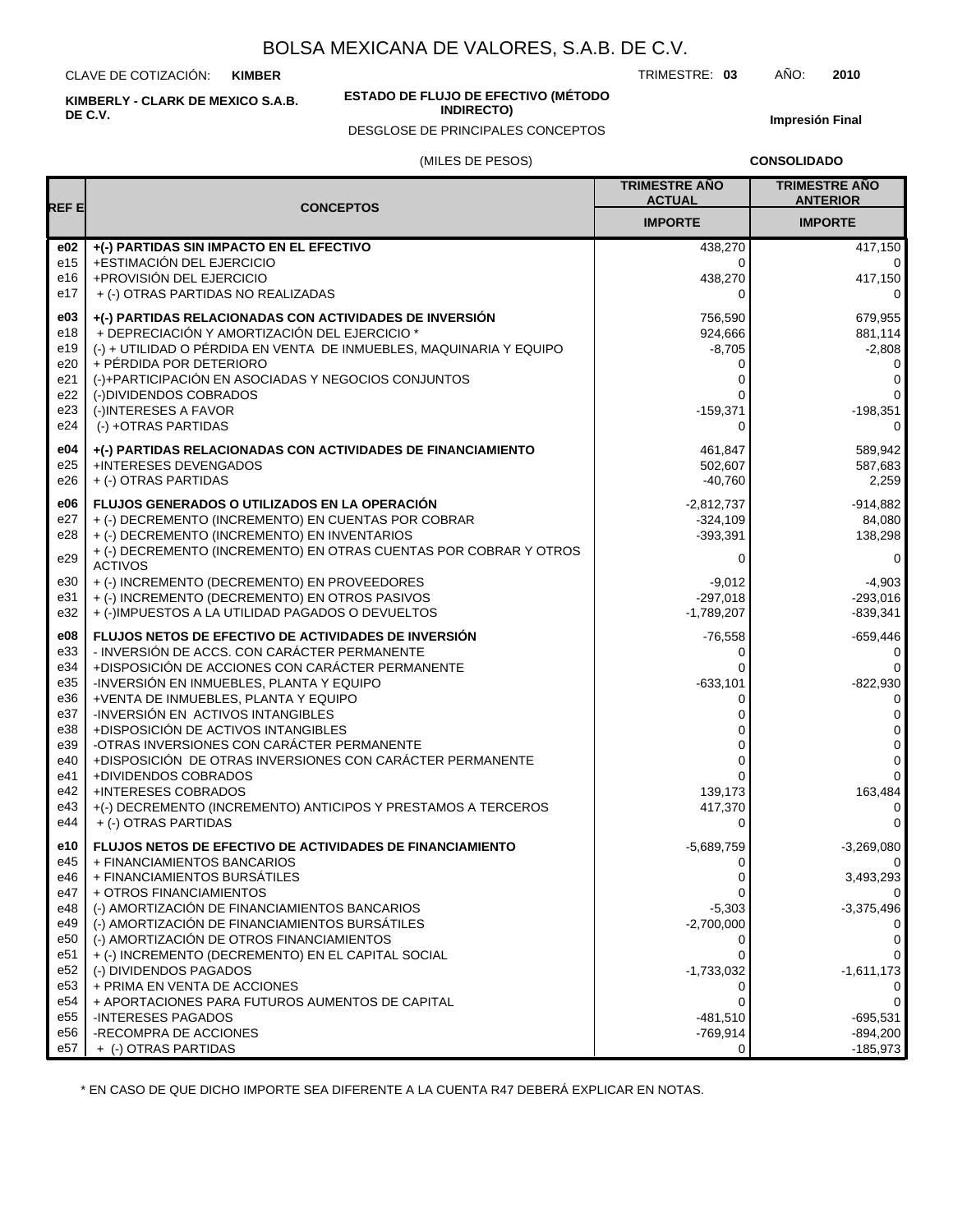# BOLSA MEXICANA DE VALORES, S.A.B. DE C.V.

CLAVE DE COTIZACIÓN: **KIMBER**

TRIMESTRE: **03** AÑO: **2010**

**KIMBERLY - CLARK DE MEXICO S.A.B. DE C.V.**

**ESTADO DE FLUJO DE EFECTIVO (MÉTODO INDIRECTO)**

DESGLOSE DE PRINCIPALES CONCEPTOS

**Impresión Final**

(MILES DE PESOS)

**CONSOLIDADO**

| REF E | CONCEPTOS | TRIMESTRE AÑO ACTUAL | TRIMESTRE AÑO ANTERIOR |
|---|---|---|---|
| | | IMPORTE | IMPORTE |
| **e02** | **+(-) PARTIDAS SIN IMPACTO EN EL EFECTIVO** | 438,270 | 417,150 |
| e15 | +ESTIMACIÓN DEL EJERCICIO | 0 | 0 |
| e16 | +PROVISIÓN DEL EJERCICIO | 438,270 | 417,150 |
| e17 | + (-) OTRAS PARTIDAS NO REALIZADAS | 0 | 0 |
| **e03** | **+(-) PARTIDAS RELACIONADAS CON ACTIVIDADES DE INVERSIÓN** | 756,590 | 679,955 |
| e18 | + DEPRECIACIÓN Y AMORTIZACIÓN DEL EJERCICIO * | 924,666 | 881,114 |
| e19 | (-) + UTILIDAD O PÉRDIDA EN VENTA DE INMUEBLES, MAQUINARIA Y EQUIPO | -8,705 | -2,808 |
| e20 | + PÉRDIDA POR DETERIORO | 0 | 0 |
| e21 | (-)+PARTICIPACIÓN EN ASOCIADAS Y NEGOCIOS CONJUNTOS | 0 | 0 |
| e22 | (-)DIVIDENDOS COBRADOS | 0 | 0 |
| e23 | (-)INTERESES A FAVOR | -159,371 | -198,351 |
| e24 | (-) +OTRAS PARTIDAS | 0 | 0 |
| **e04** | **+(-) PARTIDAS RELACIONADAS CON ACTIVIDADES DE FINANCIAMIENTO** | 461,847 | 589,942 |
| e25 | +INTERESES DEVENGADOS | 502,607 | 587,683 |
| e26 | + (-) OTRAS PARTIDAS | -40,760 | 2,259 |
| **e06** | **FLUJOS GENERADOS O UTILIZADOS EN LA OPERACIÓN** | -2,812,737 | -914,882 |
| e27 | + (-) DECREMENTO (INCREMENTO) EN CUENTAS POR COBRAR | -324,109 | 84,080 |
| e28 | + (-) DECREMENTO (INCREMENTO) EN INVENTARIOS | -393,391 | 138,298 |
| e29 | + (-) DECREMENTO (INCREMENTO) EN OTRAS CUENTAS POR COBRAR Y OTROS ACTIVOS | 0 | 0 |
| e30 | + (-) INCREMENTO (DECREMENTO) EN PROVEEDORES | -9,012 | -4,903 |
| e31 | + (-) INCREMENTO (DECREMENTO) EN OTROS PASIVOS | -297,018 | -293,016 |
| e32 | + (-)IMPUESTOS A LA UTILIDAD PAGADOS O DEVUELTOS | -1,789,207 | -839,341 |
| **e08** | **FLUJOS NETOS DE EFECTIVO DE ACTIVIDADES DE INVERSIÓN** | -76,558 | -659,446 |
| e33 | - INVERSIÓN DE ACCS. CON CARÁCTER PERMANENTE | 0 | 0 |
| e34 | +DISPOSICIÓN DE ACCIONES CON CARÁCTER PERMANENTE | 0 | 0 |
| e35 | -INVERSIÓN EN INMUEBLES, PLANTA Y EQUIPO | -633,101 | -822,930 |
| e36 | +VENTA DE INMUEBLES, PLANTA Y EQUIPO | 0 | 0 |
| e37 | -INVERSIÓN EN ACTIVOS INTANGIBLES | 0 | 0 |
| e38 | +DISPOSICIÓN DE ACTIVOS INTANGIBLES | 0 | 0 |
| e39 | -OTRAS INVERSIONES CON CARÁCTER PERMANENTE | 0 | 0 |
| e40 | +DISPOSICIÓN DE OTRAS INVERSIONES CON CARÁCTER PERMANENTE | 0 | 0 |
| e41 | +DIVIDENDOS COBRADOS | 0 | 0 |
| e42 | +INTERESES COBRADOS | 139,173 | 163,484 |
| e43 | +(-) DECREMENTO (INCREMENTO) ANTICIPOS Y PRESTAMOS A TERCEROS | 417,370 | 0 |
| e44 | + (-) OTRAS PARTIDAS | 0 | 0 |
| **e10** | **FLUJOS NETOS DE EFECTIVO DE ACTIVIDADES DE FINANCIAMIENTO** | -5,689,759 | -3,269,080 |
| e45 | + FINANCIAMIENTOS BANCARIOS | 0 | 0 |
| e46 | + FINANCIAMIENTOS BURSÁTILES | 0 | 3,493,293 |
| e47 | + OTROS FINANCIAMIENTOS | 0 | 0 |
| e48 | (-) AMORTIZACIÓN DE FINANCIAMIENTOS BANCARIOS | -5,303 | -3,375,496 |
| e49 | (-) AMORTIZACIÓN DE FINANCIAMIENTOS BURSÁTILES | -2,700,000 | 0 |
| e50 | (-) AMORTIZACIÓN DE OTROS FINANCIAMIENTOS | 0 | 0 |
| e51 | + (-) INCREMENTO (DECREMENTO) EN EL CAPITAL SOCIAL | 0 | 0 |
| e52 | (-) DIVIDENDOS PAGADOS | -1,733,032 | -1,611,173 |
| e53 | + PRIMA EN VENTA DE ACCIONES | 0 | 0 |
| e54 | + APORTACIONES PARA FUTUROS AUMENTOS DE CAPITAL | 0 | 0 |
| e55 | -INTERESES PAGADOS | -481,510 | -695,531 |
| e56 | -RECOMPRA DE ACCIONES | -769,914 | -894,200 |
| e57 | + (-) OTRAS PARTIDAS | 0 | -185,973 |

* EN CASO DE QUE DICHO IMPORTE SEA DIFERENTE A LA CUENTA R47 DEBERÁ EXPLICAR EN NOTAS.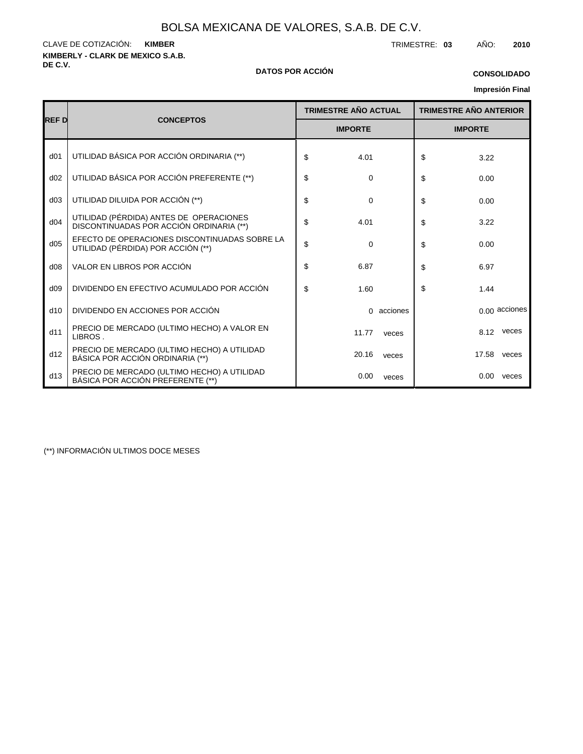# BOLSA MEXICANA DE VALORES, S.A.B. DE C.V.

CLAVE DE COTIZACIÓN: **KIMBER**

TRIMESTRE: **03** AÑO: **2010**

**KIMBERLY - CLARK DE MEXICO S.A.B. DE C.V.**

**DATOS POR ACCIÓN**

**CONSOLIDADO**

**Impresión Final**

| REF D | CONCEPTOS | TRIMESTRE AÑO ACTUAL | TRIMESTRE AÑO ANTERIOR |
|---|---|---|---|
| | | IMPORTE | IMPORTE |
| d01 | UTILIDAD BÁSICA POR ACCIÓN ORDINARIA (**) | $ 4.01 | $ 3.22 |
| d02 | UTILIDAD BÁSICA POR ACCIÓN PREFERENTE (**) | $ 0 | $ 0.00 |
| d03 | UTILIDAD DILUIDA POR ACCIÓN (**) | $ 0 | $ 0.00 |
| d04 | UTILIDAD (PÉRDIDA) ANTES DE OPERACIONES DISCONTINUADAS POR ACCIÓN ORDINARIA (**) | $ 4.01 | $ 3.22 |
| d05 | EFECTO DE OPERACIONES DISCONTINUADAS SOBRE LA UTILIDAD (PÉRDIDA) POR ACCIÓN (**) | $ 0 | $ 0.00 |
| d08 | VALOR EN LIBROS POR ACCIÓN | $ 6.87 | $ 6.97 |
| d09 | DIVIDENDO EN EFECTIVO ACUMULADO POR ACCIÓN | $ 1.60 | $ 1.44 |
| d10 | DIVIDENDO EN ACCIONES POR ACCIÓN | 0 acciones | 0.00 acciones |
| d11 | PRECIO DE MERCADO (ULTIMO HECHO) A VALOR EN LIBROS . | 11.77 veces | 8.12 veces |
| d12 | PRECIO DE MERCADO (ULTIMO HECHO) A UTILIDAD BÁSICA POR ACCIÓN ORDINARIA (**) | 20.16 veces | 17.58 veces |
| d13 | PRECIO DE MERCADO (ULTIMO HECHO) A UTILIDAD BÁSICA POR ACCIÓN PREFERENTE (**) | 0.00 veces | 0.00 veces |

(**) INFORMACIÓN ULTIMOS DOCE MESES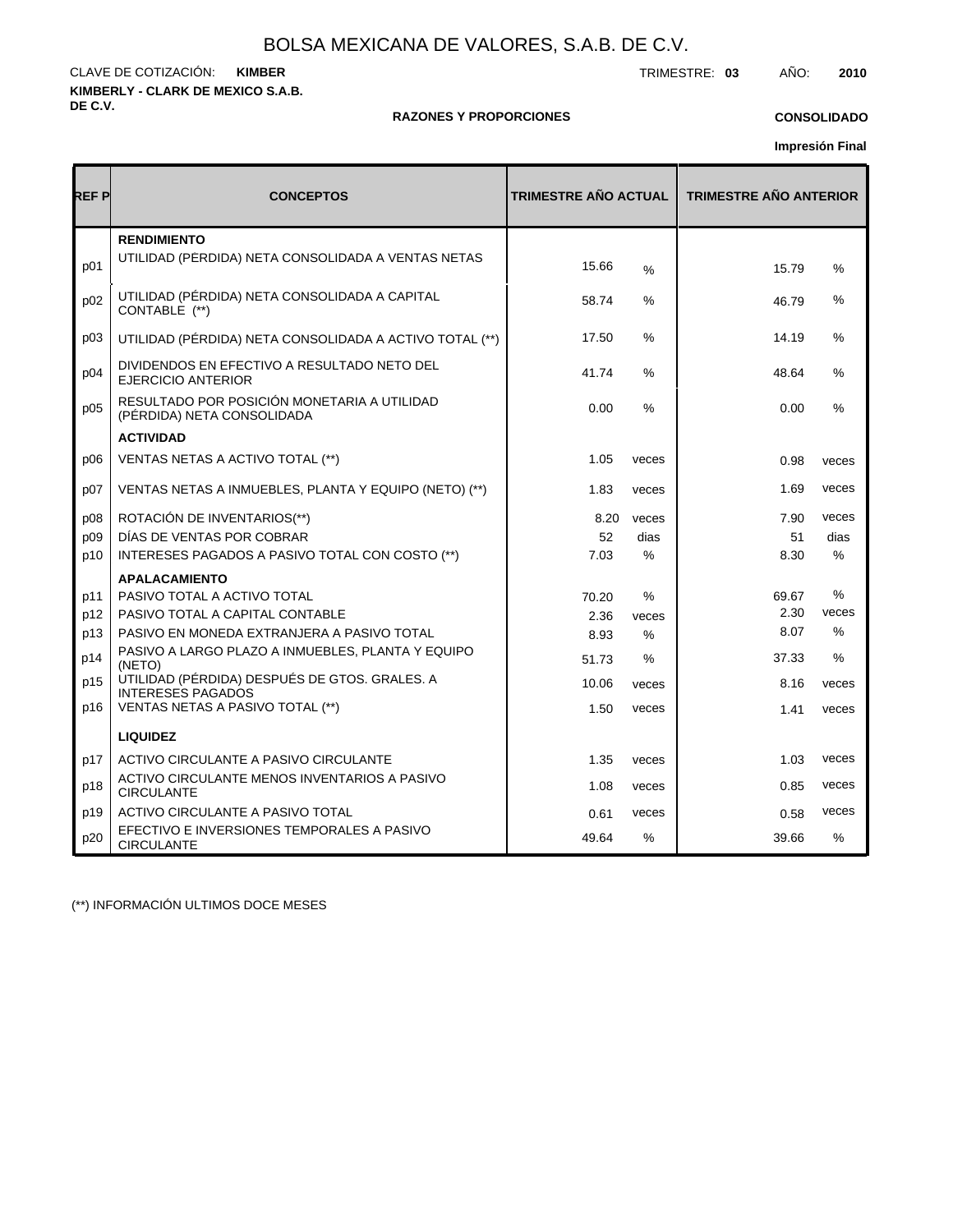# BOLSA MEXICANA DE VALORES, S.A.B. DE C.V.

CLAVE DE COTIZACIÓN: **KIMBER**

TRIMESTRE: **03** AÑO: **2010**

**KIMBERLY - CLARK DE MEXICO S.A.B. DE C.V.**

**RAZONES Y PROPORCIONES**

**CONSOLIDADO**

**Impresión Final**

| REF P | CONCEPTOS | TRIMESTRE AÑO ACTUAL | | TRIMESTRE AÑO ANTERIOR | |
|---|---|---|---|---|---|
| | **RENDIMIENTO** | | | | |
| p01 | UTILIDAD (PERDIDA) NETA CONSOLIDADA A VENTAS NETAS | 15.66 | % | 15.79 | % |
| p02 | UTILIDAD (PÉRDIDA) NETA CONSOLIDADA A CAPITAL CONTABLE (**) | 58.74 | % | 46.79 | % |
| p03 | UTILIDAD (PÉRDIDA) NETA CONSOLIDADA A ACTIVO TOTAL (**) | 17.50 | % | 14.19 | % |
| p04 | DIVIDENDOS EN EFECTIVO A RESULTADO NETO DEL EJERCICIO ANTERIOR | 41.74 | % | 48.64 | % |
| p05 | RESULTADO POR POSICIÓN MONETARIA A UTILIDAD (PÉRDIDA) NETA CONSOLIDADA | 0.00 | % | 0.00 | % |
| | **ACTIVIDAD** | | | | |
| p06 | VENTAS NETAS A ACTIVO TOTAL (**) | 1.05 | veces | 0.98 | veces |
| p07 | VENTAS NETAS A INMUEBLES, PLANTA Y EQUIPO (NETO) (**) | 1.83 | veces | 1.69 | veces |
| p08 | ROTACIÓN DE INVENTARIOS(**) | 8.20 | veces | 7.90 | veces |
| p09 | DÍAS DE VENTAS POR COBRAR | 52 | dias | 51 | dias |
| p10 | INTERESES PAGADOS A PASIVO TOTAL CON COSTO (**) | 7.03 | % | 8.30 | % |
| | **APALACAMIENTO** | | | | |
| p11 | PASIVO TOTAL A ACTIVO TOTAL | 70.20 | % | 69.67 | % |
| p12 | PASIVO TOTAL A CAPITAL CONTABLE | 2.36 | veces | 2.30 | veces |
| p13 | PASIVO EN MONEDA EXTRANJERA A PASIVO TOTAL | 8.93 | % | 8.07 | % |
| p14 | PASIVO A LARGO PLAZO A INMUEBLES, PLANTA Y EQUIPO (NETO) | 51.73 | % | 37.33 | % |
| p15 | UTILIDAD (PÉRDIDA) DESPUÉS DE GTOS. GRALES. A INTERESES PAGADOS | 10.06 | veces | 8.16 | veces |
| p16 | VENTAS NETAS A PASIVO TOTAL (**) | 1.50 | veces | 1.41 | veces |
| | **LIQUIDEZ** | | | | |
| p17 | ACTIVO CIRCULANTE A PASIVO CIRCULANTE | 1.35 | veces | 1.03 | veces |
| p18 | ACTIVO CIRCULANTE MENOS INVENTARIOS A PASIVO CIRCULANTE | 1.08 | veces | 0.85 | veces |
| p19 | ACTIVO CIRCULANTE A PASIVO TOTAL | 0.61 | veces | 0.58 | veces |
| p20 | EFECTIVO E INVERSIONES TEMPORALES A PASIVO CIRCULANTE | 49.64 | % | 39.66 | % |

(**) INFORMACIÓN ULTIMOS DOCE MESES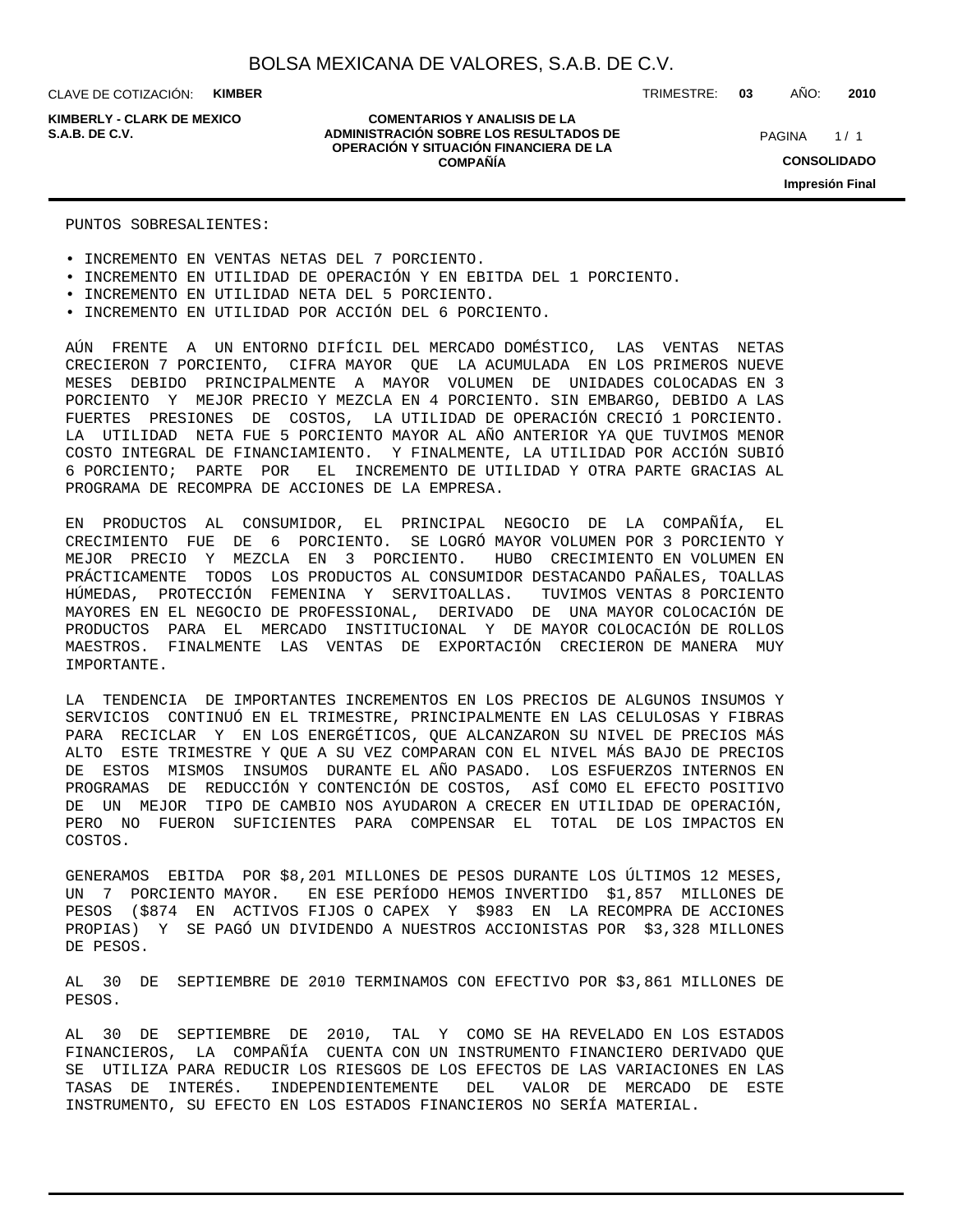PUNTOS SOBRESALIENTES:

- INCREMENTO EN VENTAS NETAS DEL 7 PORCIENTO.
- INCREMENTO EN UTILIDAD DE OPERACIÓN Y EN EBITDA DEL 1 PORCIENTO.
- INCREMENTO EN UTILIDAD NETA DEL 5 PORCIENTO.
- INCREMENTO EN UTILIDAD POR ACCIÓN DEL 6 PORCIENTO.

AÚN FRENTE A UN ENTORNO DIFÍCIL DEL MERCADO DOMÉSTICO, LAS VENTAS NETAS CRECIERON 7 PORCIENTO, CIFRA MAYOR QUE LA ACUMULADA EN LOS PRIMEROS NUEVE MESES DEBIDO PRINCIPALMENTE A MAYOR VOLUMEN DE UNIDADES COLOCADAS EN 3 PORCIENTO Y MEJOR PRECIO Y MEZCLA EN 4 PORCIENTO. SIN EMBARGO, DEBIDO A LAS FUERTES PRESIONES DE COSTOS, LA UTILIDAD DE OPERACIÓN CRECIÓ 1 PORCIENTO. LA UTILIDAD NETA FUE 5 PORCIENTO MAYOR AL AÑO ANTERIOR YA QUE TUVIMOS MENOR COSTO INTEGRAL DE FINANCIAMIENTO. Y FINALMENTE, LA UTILIDAD POR ACCIÓN SUBIÓ 6 PORCIENTO; PARTE POR EL INCREMENTO DE UTILIDAD Y OTRA PARTE GRACIAS AL PROGRAMA DE RECOMPRA DE ACCIONES DE LA EMPRESA.

EN PRODUCTOS AL CONSUMIDOR, EL PRINCIPAL NEGOCIO DE LA COMPAÑÍA, EL CRECIMIENTO FUE DE 6 PORCIENTO. SE LOGRÓ MAYOR VOLUMEN POR 3 PORCIENTO Y MEJOR PRECIO Y MEZCLA EN 3 PORCIENTO. HUBO CRECIMIENTO EN VOLUMEN EN PRÁCTICAMENTE TODOS LOS PRODUCTOS AL CONSUMIDOR DESTACANDO PAÑALES, TOALLAS HÚMEDAS, PROTECCIÓN FEMENINA Y SERVITOALLAS. TUVIMOS VENTAS 8 PORCIENTO MAYORES EN EL NEGOCIO DE PROFESSIONAL, DERIVADO DE UNA MAYOR COLOCACIÓN DE PRODUCTOS PARA EL MERCADO INSTITUCIONAL Y DE MAYOR COLOCACIÓN DE ROLLOS MAESTROS. FINALMENTE LAS VENTAS DE EXPORTACIÓN CRECIERON DE MANERA MUY IMPORTANTE.

LA TENDENCIA DE IMPORTANTES INCREMENTOS EN LOS PRECIOS DE ALGUNOS INSUMOS Y SERVICIOS CONTINUÓ EN EL TRIMESTRE, PRINCIPALMENTE EN LAS CELULOSAS Y FIBRAS PARA RECICLAR Y EN LOS ENERGÉTICOS, QUE ALCANZARON SU NIVEL DE PRECIOS MÁS ALTO ESTE TRIMESTRE Y QUE A SU VEZ COMPARAN CON EL NIVEL MÁS BAJO DE PRECIOS DE ESTOS MISMOS INSUMOS DURANTE EL AÑO PASADO. LOS ESFUERZOS INTERNOS EN PROGRAMAS DE REDUCCIÓN Y CONTENCIÓN DE COSTOS, ASÍ COMO EL EFECTO POSITIVO DE UN MEJOR TIPO DE CAMBIO NOS AYUDARON A CRECER EN UTILIDAD DE OPERACIÓN, PERO NO FUERON SUFICIENTES PARA COMPENSAR EL TOTAL DE LOS IMPACTOS EN COSTOS.

GENERAMOS EBITDA POR $8,201 MILLONES DE PESOS DURANTE LOS ÚLTIMOS 12 MESES, UN 7 PORCIENTO MAYOR. EN ESE PERÍODO HEMOS INVERTIDO $1,857 MILLONES DE PESOS ($874 EN ACTIVOS FIJOS O CAPEX Y $983 EN LA RECOMPRA DE ACCIONES PROPIAS) Y SE PAGÓ UN DIVIDENDO A NUESTROS ACCIONISTAS POR $3,328 MILLONES DE PESOS.

AL 30 DE SEPTIEMBRE DE 2010 TERMINAMOS CON EFECTIVO POR $3,861 MILLONES DE PESOS.

AL 30 DE SEPTIEMBRE DE 2010, TAL Y COMO SE HA REVELADO EN LOS ESTADOS FINANCIEROS, LA COMPAÑÍA CUENTA CON UN INSTRUMENTO FINANCIERO DERIVADO QUE SE UTILIZA PARA REDUCIR LOS RIESGOS DE LOS EFECTOS DE LAS VARIACIONES EN LAS TASAS DE INTERÉS. INDEPENDIENTEMENTE DEL VALOR DE MERCADO DE ESTE INSTRUMENTO, SU EFECTO EN LOS ESTADOS FINANCIEROS NO SERÍA MATERIAL.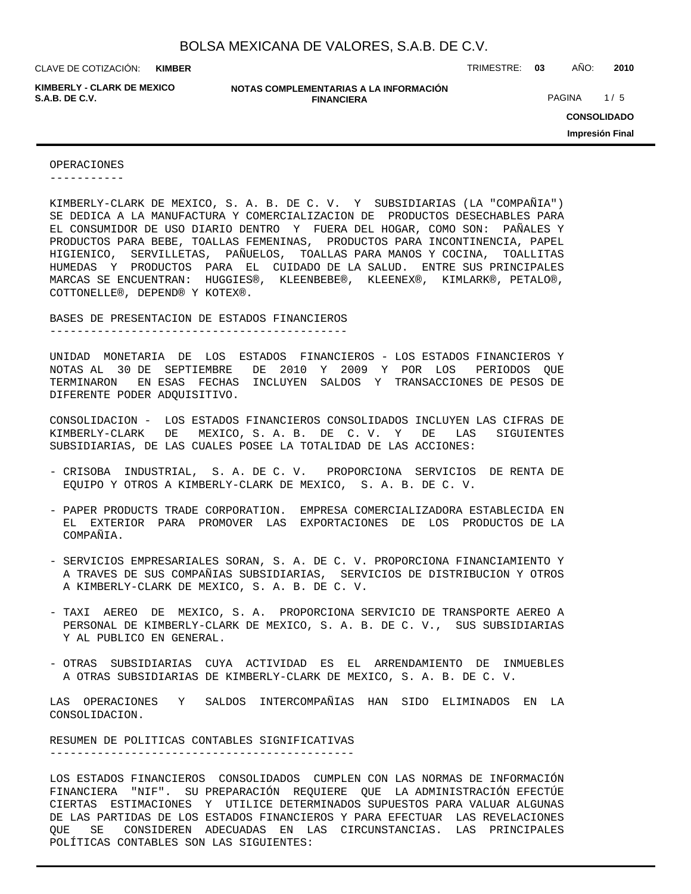## OPERACIONES

KIMBERLY-CLARK DE MEXICO, S. A. B. DE C. V. Y SUBSIDIARIAS (LA "COMPAÑIA") SE DEDICA A LA MANUFACTURA Y COMERCIALIZACION DE PRODUCTOS DESECHABLES PARA EL CONSUMIDOR DE USO DIARIO DENTRO Y FUERA DEL HOGAR, COMO SON: PAÑALES Y PRODUCTOS PARA BEBE, TOALLAS FEMENINAS, PRODUCTOS PARA INCONTINENCIA, PAPEL HIGIENICO, SERVILLETAS, PAÑUELOS, TOALLAS PARA MANOS Y COCINA, TOALLITAS HUMEDAS Y PRODUCTOS PARA EL CUIDADO DE LA SALUD. ENTRE SUS PRINCIPALES MARCAS SE ENCUENTRAN: HUGGIES®, KLEENBEBE®, KLEENEX®, KIMLARK®, PETALO®, COTTONELLE®, DEPEND® Y KOTEX®.

## BASES DE PRESENTACION DE ESTADOS FINANCIEROS

UNIDAD MONETARIA DE LOS ESTADOS FINANCIEROS - LOS ESTADOS FINANCIEROS Y NOTAS AL 30 DE SEPTIEMBRE DE 2010 Y 2009 Y POR LOS PERIODOS QUE TERMINARON EN ESAS FECHAS INCLUYEN SALDOS Y TRANSACCIONES DE PESOS DE DIFERENTE PODER ADQUISITIVO.

CONSOLIDACION - LOS ESTADOS FINANCIEROS CONSOLIDADOS INCLUYEN LAS CIFRAS DE KIMBERLY-CLARK DE MEXICO, S. A. B. DE C. V. Y DE LAS SIGUIENTES SUBSIDIARIAS, DE LAS CUALES POSEE LA TOTALIDAD DE LAS ACCIONES:

- CRISOBA INDUSTRIAL, S. A. DE C. V. PROPORCIONA SERVICIOS DE RENTA DE EQUIPO Y OTROS A KIMBERLY-CLARK DE MEXICO, S. A. B. DE C. V.
- PAPER PRODUCTS TRADE CORPORATION. EMPRESA COMERCIALIZADORA ESTABLECIDA EN EL EXTERIOR PARA PROMOVER LAS EXPORTACIONES DE LOS PRODUCTOS DE LA COMPAÑIA.
- SERVICIOS EMPRESARIALES SORAN, S. A. DE C. V. PROPORCIONA FINANCIAMIENTO Y A TRAVES DE SUS COMPAÑIAS SUBSIDIARIAS, SERVICIOS DE DISTRIBUCION Y OTROS A KIMBERLY-CLARK DE MEXICO, S. A. B. DE C. V.
- TAXI AEREO DE MEXICO, S. A. PROPORCIONA SERVICIO DE TRANSPORTE AEREO A PERSONAL DE KIMBERLY-CLARK DE MEXICO, S. A. B. DE C. V., SUS SUBSIDIARIAS Y AL PUBLICO EN GENERAL.
- OTRAS SUBSIDIARIAS CUYA ACTIVIDAD ES EL ARRENDAMIENTO DE INMUEBLES A OTRAS SUBSIDIARIAS DE KIMBERLY-CLARK DE MEXICO, S. A. B. DE C. V.

LAS OPERACIONES Y SALDOS INTERCOMPAÑIAS HAN SIDO ELIMINADOS EN LA CONSOLIDACION.

## RESUMEN DE POLITICAS CONTABLES SIGNIFICATIVAS

LOS ESTADOS FINANCIEROS CONSOLIDADOS CUMPLEN CON LAS NORMAS DE INFORMACIÓN FINANCIERA "NIF". SU PREPARACIÓN REQUIERE QUE LA ADMINISTRACIÓN EFECTÚE CIERTAS ESTIMACIONES Y UTILICE DETERMINADOS SUPUESTOS PARA VALUAR ALGUNAS DE LAS PARTIDAS DE LOS ESTADOS FINANCIEROS Y PARA EFECTUAR LAS REVELACIONES QUE SE CONSIDEREN ADECUADAS EN LAS CIRCUNSTANCIAS. LAS PRINCIPALES POLÍTICAS CONTABLES SON LAS SIGUIENTES: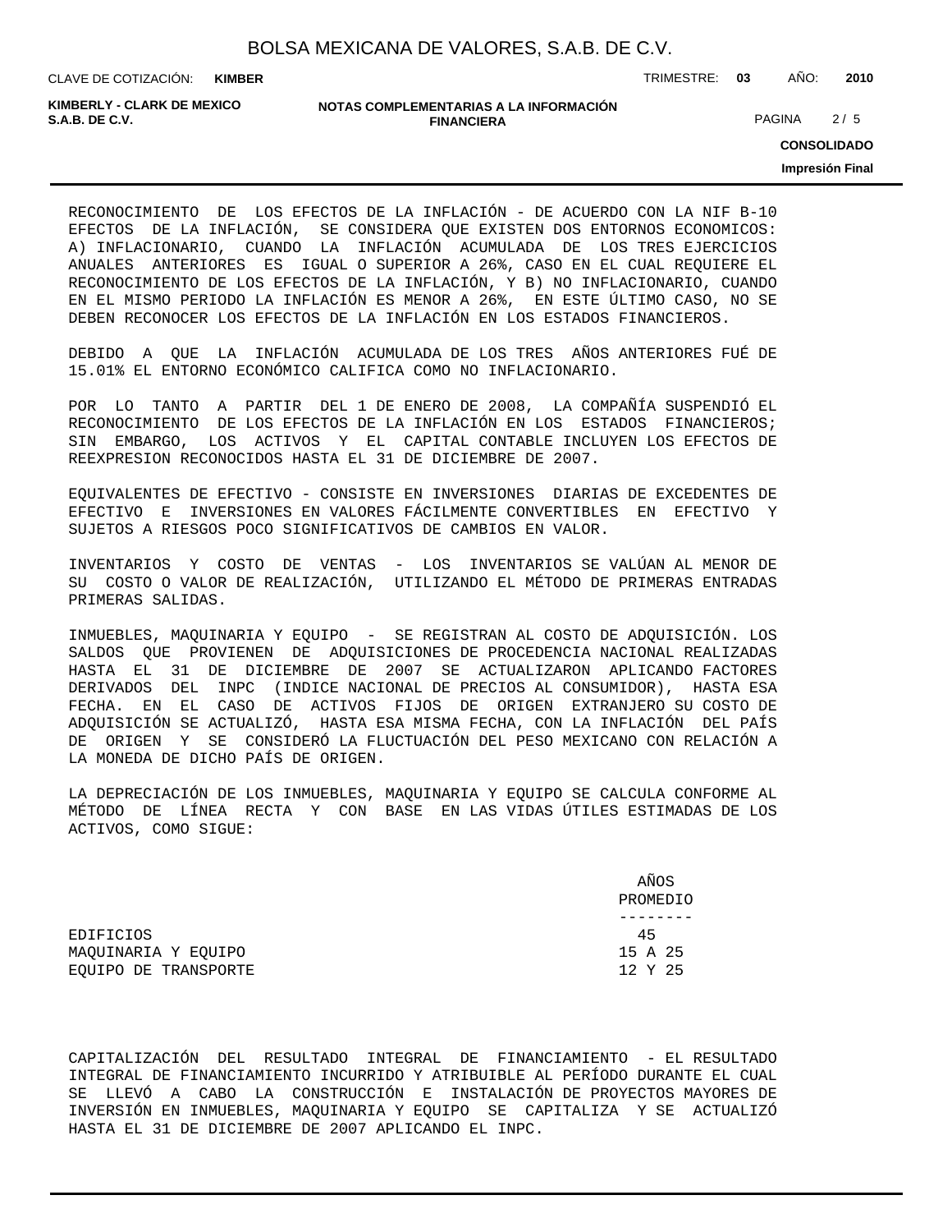RECONOCIMIENTO DE LOS EFECTOS DE LA INFLACIÓN - DE ACUERDO CON LA NIF B-10 EFECTOS DE LA INFLACIÓN, SE CONSIDERA QUE EXISTEN DOS ENTORNOS ECONOMICOS: A) INFLACIONARIO, CUANDO LA INFLACIÓN ACUMULADA DE LOS TRES EJERCICIOS ANUALES ANTERIORES ES IGUAL O SUPERIOR A 26%, CASO EN EL CUAL REQUIERE EL RECONOCIMIENTO DE LOS EFECTOS DE LA INFLACIÓN, Y B) NO INFLACIONARIO, CUANDO EN EL MISMO PERIODO LA INFLACIÓN ES MENOR A 26%, EN ESTE ÚLTIMO CASO, NO SE DEBEN RECONOCER LOS EFECTOS DE LA INFLACIÓN EN LOS ESTADOS FINANCIEROS.

DEBIDO A QUE LA INFLACIÓN ACUMULADA DE LOS TRES AÑOS ANTERIORES FUÉ DE 15.01% EL ENTORNO ECONÓMICO CALIFICA COMO NO INFLACIONARIO.

POR LO TANTO A PARTIR DEL 1 DE ENERO DE 2008, LA COMPAÑÍA SUSPENDIÓ EL RECONOCIMIENTO DE LOS EFECTOS DE LA INFLACIÓN EN LOS ESTADOS FINANCIEROS; SIN EMBARGO, LOS ACTIVOS Y EL CAPITAL CONTABLE INCLUYEN LOS EFECTOS DE REEXPRESION RECONOCIDOS HASTA EL 31 DE DICIEMBRE DE 2007.

EQUIVALENTES DE EFECTIVO - CONSISTE EN INVERSIONES DIARIAS DE EXCEDENTES DE EFECTIVO E INVERSIONES EN VALORES FÁCILMENTE CONVERTIBLES EN EFECTIVO Y SUJETOS A RIESGOS POCO SIGNIFICATIVOS DE CAMBIOS EN VALOR.

INVENTARIOS Y COSTO DE VENTAS - LOS INVENTARIOS SE VALÚAN AL MENOR DE SU COSTO O VALOR DE REALIZACIÓN, UTILIZANDO EL MÉTODO DE PRIMERAS ENTRADAS PRIMERAS SALIDAS.

INMUEBLES, MAQUINARIA Y EQUIPO - SE REGISTRAN AL COSTO DE ADQUISICIÓN. LOS SALDOS QUE PROVIENEN DE ADQUISICIONES DE PROCEDENCIA NACIONAL REALIZADAS HASTA EL 31 DE DICIEMBRE DE 2007 SE ACTUALIZARON APLICANDO FACTORES DERIVADOS DEL INPC (INDICE NACIONAL DE PRECIOS AL CONSUMIDOR), HASTA ESA FECHA. EN EL CASO DE ACTIVOS FIJOS DE ORIGEN EXTRANJERO SU COSTO DE ADQUISICIÓN SE ACTUALIZÓ, HASTA ESA MISMA FECHA, CON LA INFLACIÓN DEL PAÍS DE ORIGEN Y SE CONSIDERÓ LA FLUCTUACIÓN DEL PESO MEXICANO CON RELACIÓN A LA MONEDA DE DICHO PAÍS DE ORIGEN.

LA DEPRECIACIÓN DE LOS INMUEBLES, MAQUINARIA Y EQUIPO SE CALCULA CONFORME AL MÉTODO DE LÍNEA RECTA Y CON BASE EN LAS VIDAS ÚTILES ESTIMADAS DE LOS ACTIVOS, COMO SIGUE:

| | AÑOS PROMEDIO |
|---|---|
| EDIFICIOS | 45 |
| MAQUINARIA Y EQUIPO | 15 A 25 |
| EQUIPO DE TRANSPORTE | 12 Y 25 |

CAPITALIZACIÓN DEL RESULTADO INTEGRAL DE FINANCIAMIENTO - EL RESULTADO INTEGRAL DE FINANCIAMIENTO INCURRIDO Y ATRIBUIBLE AL PERÍODO DURANTE EL CUAL SE LLEVÓ A CABO LA CONSTRUCCIÓN E INSTALACIÓN DE PROYECTOS MAYORES DE INVERSIÓN EN INMUEBLES, MAQUINARIA Y EQUIPO SE CAPITALIZA Y SE ACTUALIZÓ HASTA EL 31 DE DICIEMBRE DE 2007 APLICANDO EL INPC.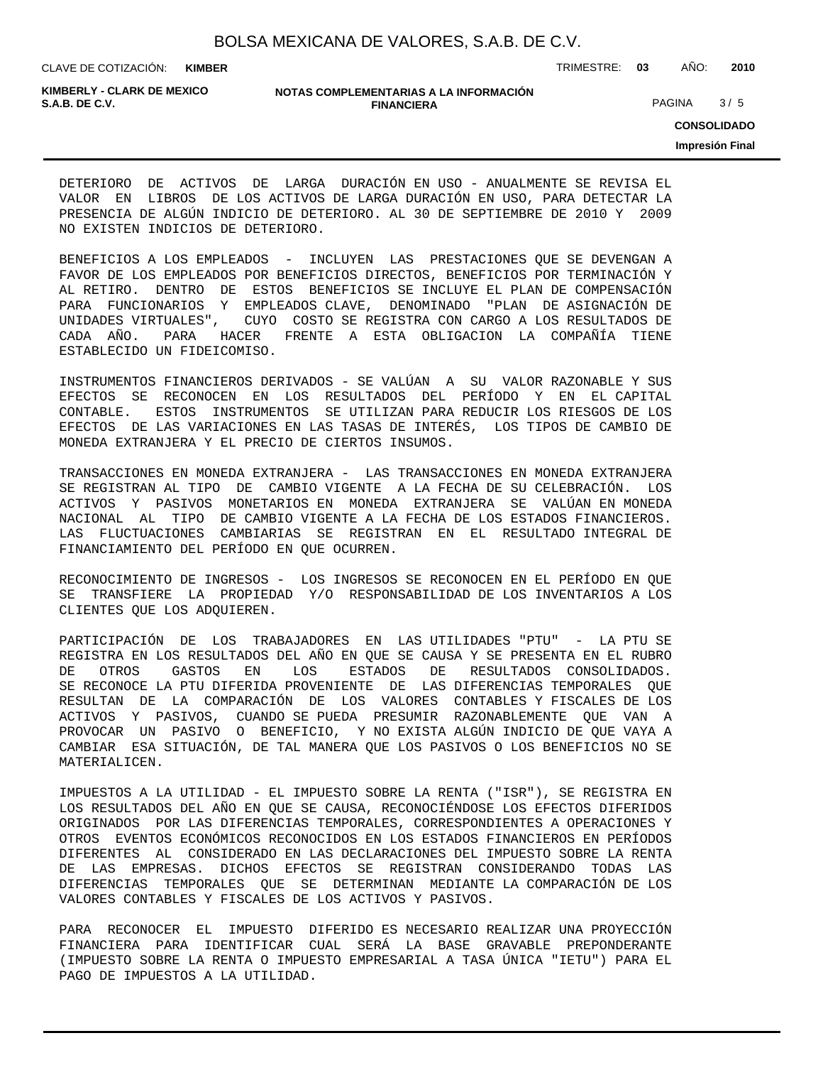DETERIORO DE ACTIVOS DE LARGA DURACIÓN EN USO - ANUALMENTE SE REVISA EL VALOR EN LIBROS DE LOS ACTIVOS DE LARGA DURACIÓN EN USO, PARA DETECTAR LA PRESENCIA DE ALGÚN INDICIO DE DETERIORO. AL 30 DE SEPTIEMBRE DE 2010 Y 2009 NO EXISTEN INDICIOS DE DETERIORO.

BENEFICIOS A LOS EMPLEADOS - INCLUYEN LAS PRESTACIONES QUE SE DEVENGAN A FAVOR DE LOS EMPLEADOS POR BENEFICIOS DIRECTOS, BENEFICIOS POR TERMINACIÓN Y AL RETIRO. DENTRO DE ESTOS BENEFICIOS SE INCLUYE EL PLAN DE COMPENSACIÓN PARA FUNCIONARIOS Y EMPLEADOS CLAVE, DENOMINADO "PLAN DE ASIGNACIÓN DE UNIDADES VIRTUALES", CUYO COSTO SE REGISTRA CON CARGO A LOS RESULTADOS DE CADA AÑO. PARA HACER FRENTE A ESTA OBLIGACION LA COMPAÑÍA TIENE ESTABLECIDO UN FIDEICOMISO.

INSTRUMENTOS FINANCIEROS DERIVADOS - SE VALÚAN A SU VALOR RAZONABLE Y SUS EFECTOS SE RECONOCEN EN LOS RESULTADOS DEL PERÍODO Y EN EL CAPITAL CONTABLE. ESTOS INSTRUMENTOS SE UTILIZAN PARA REDUCIR LOS RIESGOS DE LOS EFECTOS DE LAS VARIACIONES EN LAS TASAS DE INTERÉS, LOS TIPOS DE CAMBIO DE MONEDA EXTRANJERA Y EL PRECIO DE CIERTOS INSUMOS.

TRANSACCIONES EN MONEDA EXTRANJERA - LAS TRANSACCIONES EN MONEDA EXTRANJERA SE REGISTRAN AL TIPO DE CAMBIO VIGENTE A LA FECHA DE SU CELEBRACIÓN. LOS ACTIVOS Y PASIVOS MONETARIOS EN MONEDA EXTRANJERA SE VALÚAN EN MONEDA NACIONAL AL TIPO DE CAMBIO VIGENTE A LA FECHA DE LOS ESTADOS FINANCIEROS. LAS FLUCTUACIONES CAMBIARIAS SE REGISTRAN EN EL RESULTADO INTEGRAL DE FINANCIAMIENTO DEL PERÍODO EN QUE OCURREN.

RECONOCIMIENTO DE INGRESOS - LOS INGRESOS SE RECONOCEN EN EL PERÍODO EN QUE SE TRANSFIERE LA PROPIEDAD Y/O RESPONSABILIDAD DE LOS INVENTARIOS A LOS CLIENTES QUE LOS ADQUIEREN.

PARTICIPACIÓN DE LOS TRABAJADORES EN LAS UTILIDADES "PTU" - LA PTU SE REGISTRA EN LOS RESULTADOS DEL AÑO EN QUE SE CAUSA Y SE PRESENTA EN EL RUBRO DE OTROS GASTOS EN LOS ESTADOS DE RESULTADOS CONSOLIDADOS. SE RECONOCE LA PTU DIFERIDA PROVENIENTE DE LAS DIFERENCIAS TEMPORALES QUE RESULTAN DE LA COMPARACIÓN DE LOS VALORES CONTABLES Y FISCALES DE LOS ACTIVOS Y PASIVOS, CUANDO SE PUEDA PRESUMIR RAZONABLEMENTE QUE VAN A PROVOCAR UN PASIVO O BENEFICIO, Y NO EXISTA ALGÚN INDICIO DE QUE VAYA A CAMBIAR ESA SITUACIÓN, DE TAL MANERA QUE LOS PASIVOS O LOS BENEFICIOS NO SE MATERIALICEN.

IMPUESTOS A LA UTILIDAD - EL IMPUESTO SOBRE LA RENTA ("ISR"), SE REGISTRA EN LOS RESULTADOS DEL AÑO EN QUE SE CAUSA, RECONOCIÉNDOSE LOS EFECTOS DIFERIDOS ORIGINADOS POR LAS DIFERENCIAS TEMPORALES, CORRESPONDIENTES A OPERACIONES Y OTROS EVENTOS ECONÓMICOS RECONOCIDOS EN LOS ESTADOS FINANCIEROS EN PERÍODOS DIFERENTES AL CONSIDERADO EN LAS DECLARACIONES DEL IMPUESTO SOBRE LA RENTA DE LAS EMPRESAS. DICHOS EFECTOS SE REGISTRAN CONSIDERANDO TODAS LAS DIFERENCIAS TEMPORALES QUE SE DETERMINAN MEDIANTE LA COMPARACIÓN DE LOS VALORES CONTABLES Y FISCALES DE LOS ACTIVOS Y PASIVOS.

PARA RECONOCER EL IMPUESTO DIFERIDO ES NECESARIO REALIZAR UNA PROYECCIÓN FINANCIERA PARA IDENTIFICAR CUAL SERÁ LA BASE GRAVABLE PREPONDERANTE (IMPUESTO SOBRE LA RENTA O IMPUESTO EMPRESARIAL A TASA ÚNICA "IETU") PARA EL PAGO DE IMPUESTOS A LA UTILIDAD.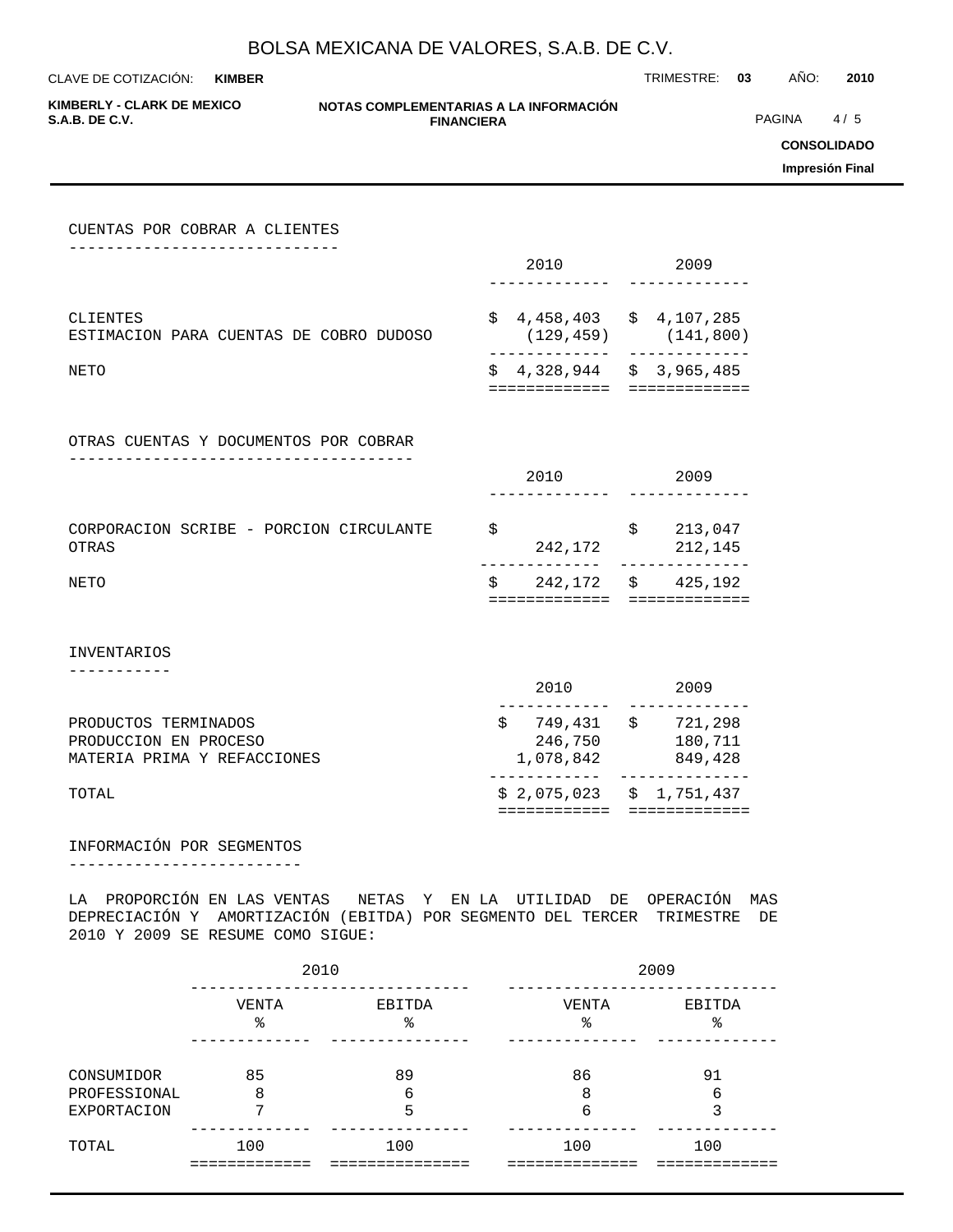## CUENTAS POR COBRAR A CLIENTES

| | 2010 | 2009 |
|---|---|---|
| CLIENTES | $ 4,458,403 | $ 4,107,285 |
| ESTIMACION PARA CUENTAS DE COBRO DUDOSO | (129,459) | (141,800) |
| NETO | $ 4,328,944 | $ 3,965,485 |

## OTRAS CUENTAS Y DOCUMENTOS POR COBRAR

| | 2010 | 2009 |
|---|---|---|
| CORPORACION SCRIBE - PORCION CIRCULANTE | $ | $ 213,047 |
| OTRAS | 242,172 | 212,145 |
| NETO | $ 242,172 | $ 425,192 |

## INVENTARIOS

| | 2010 | 2009 |
|---|---|---|
| PRODUCTOS TERMINADOS | $ 749,431 | $ 721,298 |
| PRODUCCION EN PROCESO | 246,750 | 180,711 |
| MATERIA PRIMA Y REFACCIONES | 1,078,842 | 849,428 |
| TOTAL | $ 2,075,023 | $ 1,751,437 |

## INFORMACIÓN POR SEGMENTOS

LA PROPORCIÓN EN LAS VENTAS NETAS Y EN LA UTILIDAD DE OPERACIÓN MAS DEPRECIACIÓN Y AMORTIZACIÓN (EBITDA) POR SEGMENTO DEL TERCER TRIMESTRE DE 2010 Y 2009 SE RESUME COMO SIGUE:

| | 2010 | | 2009 | |
|---|---|---|---|---|
| | VENTA % | EBITDA % | VENTA % | EBITDA % |
| CONSUMIDOR | 85 | 89 | 86 | 91 |
| PROFESSIONAL | 8 | 6 | 8 | 6 |
| EXPORTACION | 7 | 5 | 6 | 3 |
| TOTAL | 100 | 100 | 100 | 100 |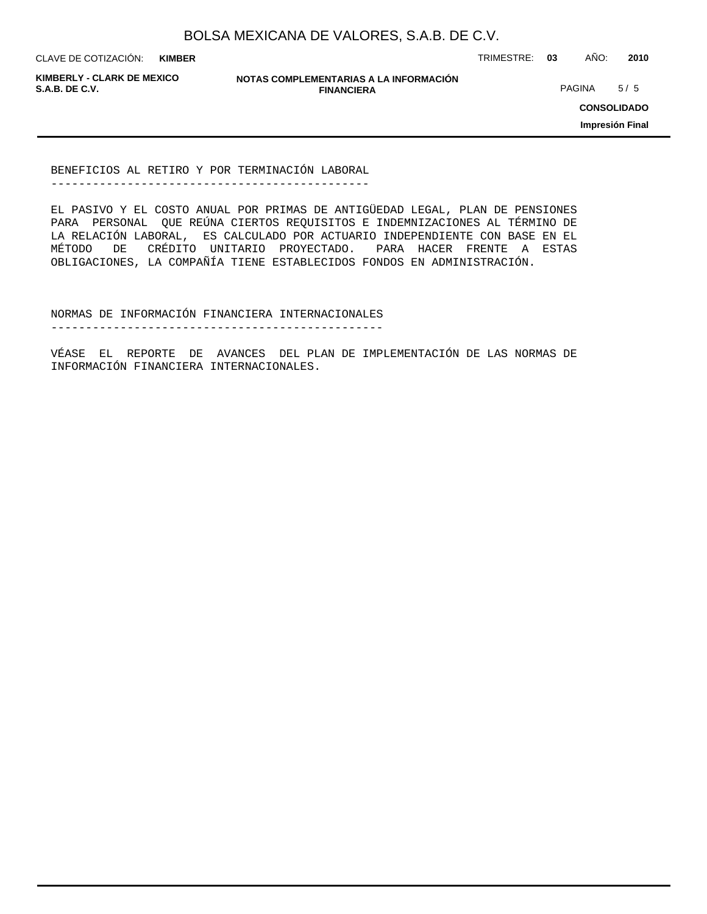## BENEFICIOS AL RETIRO Y POR TERMINACIÓN LABORAL

EL PASIVO Y EL COSTO ANUAL POR PRIMAS DE ANTIGÜEDAD LEGAL, PLAN DE PENSIONES PARA PERSONAL QUE REÚNA CIERTOS REQUISITOS E INDEMNIZACIONES AL TÉRMINO DE LA RELACIÓN LABORAL, ES CALCULADO POR ACTUARIO INDEPENDIENTE CON BASE EN EL MÉTODO DE CRÉDITO UNITARIO PROYECTADO. PARA HACER FRENTE A ESTAS OBLIGACIONES, LA COMPAÑÍA TIENE ESTABLECIDOS FONDOS EN ADMINISTRACIÓN.

## NORMAS DE INFORMACIÓN FINANCIERA INTERNACIONALES

VÉASE EL REPORTE DE AVANCES DEL PLAN DE IMPLEMENTACIÓN DE LAS NORMAS DE INFORMACIÓN FINANCIERA INTERNACIONALES.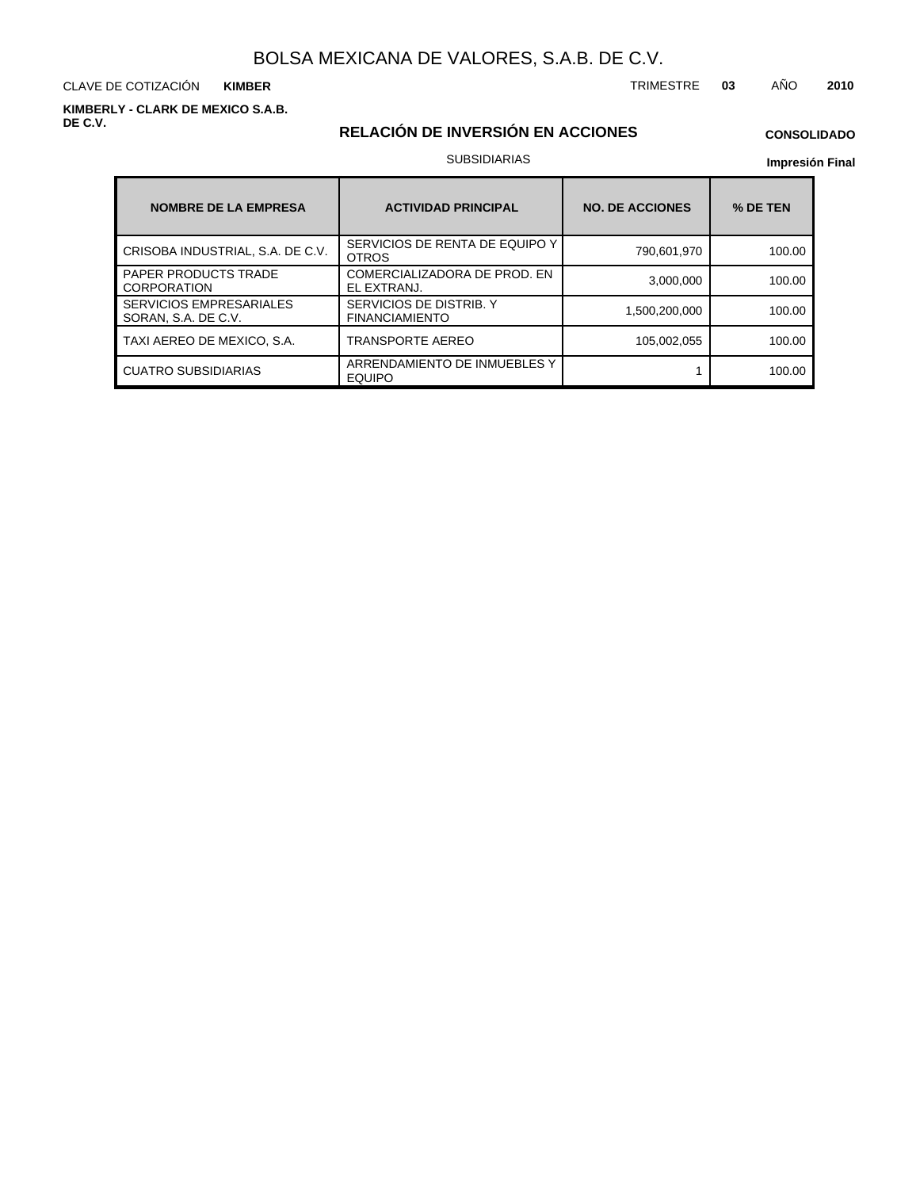# BOLSA MEXICANA DE VALORES, S.A.B. DE C.V.

CLAVE DE COTIZACIÓN **KIMBER**

TRIMESTRE **03** AÑO **2010**

**KIMBERLY - CLARK DE MEXICO S.A.B. DE C.V.**

## RELACIÓN DE INVERSIÓN EN ACCIONES

**CONSOLIDADO**

SUBSIDIARIAS

**Impresión Final**

| NOMBRE DE LA EMPRESA | ACTIVIDAD PRINCIPAL | NO. DE ACCIONES | % DE TEN |
|---|---|---|---|
| CRISOBA INDUSTRIAL, S.A. DE C.V. | SERVICIOS DE RENTA DE EQUIPO Y OTROS | 790,601,970 | 100.00 |
| PAPER PRODUCTS TRADE CORPORATION | COMERCIALIZADORA DE PROD. EN EL EXTRANJ. | 3,000,000 | 100.00 |
| SERVICIOS EMPRESARIALES SORAN, S.A. DE C.V. | SERVICIOS DE DISTRIB. Y FINANCIAMIENTO | 1,500,200,000 | 100.00 |
| TAXI AEREO DE MEXICO, S.A. | TRANSPORTE AEREO | 105,002,055 | 100.00 |
| CUATRO SUBSIDIARIAS | ARRENDAMIENTO DE INMUEBLES Y EQUIPO | 1 | 100.00 |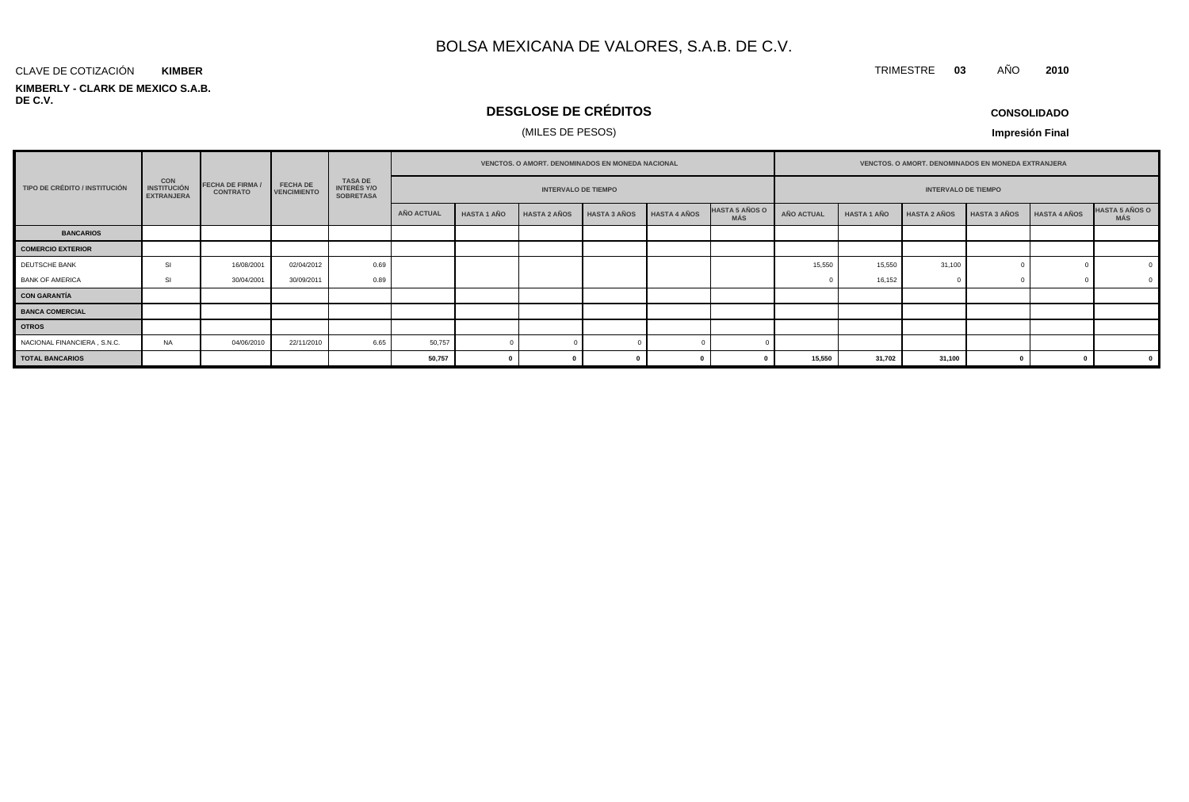# BOLSA MEXICANA DE VALORES, S.A.B. DE C.V.

CLAVE DE COTIZACIÓN **KIMBER**

TRIMESTRE **03** AÑO **2010**

**KIMBERLY - CLARK DE MEXICO S.A.B. DE C.V.**

## DESGLOSE DE CRÉDITOS

(MILES DE PESOS)

**CONSOLIDADO**

**Impresión Final**

| TIPO DE CRÉDITO / INSTITUCIÓN | CON INSTITUCIÓN EXTRANJERA | FECHA DE FIRMA / CONTRATO | FECHA DE VENCIMIENTO | TASA DE INTERÉS Y/O SOBRETASA | VENCTOS. O AMORT. DENOMINADOS EN MONEDA NACIONAL | | | | | | VENCTOS. O AMORT. DENOMINADOS EN MONEDA EXTRANJERA | | | | | |
|---|---|---|---|---|---|---|---|---|---|---|---|---|---|---|---|---|
| | | | | | INTERVALO DE TIEMPO | | | | | | INTERVALO DE TIEMPO | | | | | |
| | | | | | AÑO ACTUAL | HASTA 1 AÑO | HASTA 2 AÑOS | HASTA 3 AÑOS | HASTA 4 AÑOS | HASTA 5 AÑOS O MÁS | AÑO ACTUAL | HASTA 1 AÑO | HASTA 2 AÑOS | HASTA 3 AÑOS | HASTA 4 AÑOS | HASTA 5 AÑOS O MÁS |
| **BANCARIOS** | | | | | | | | | | | | | | | | |
| **COMERCIO EXTERIOR** | | | | | | | | | | | | | | | | |
| DEUTSCHE BANK | SI | 16/08/2001 | 02/04/2012 | 0.69 | | | | | | | 15,550 | 15,550 | 31,100 | 0 | 0 | 0 |
| BANK OF AMERICA | SI | 30/04/2001 | 30/09/2011 | 0.89 | | | | | | | 0 | 16,152 | 0 | 0 | 0 | 0 |
| **CON GARANTÍA** | | | | | | | | | | | | | | | | |
| **BANCA COMERCIAL** | | | | | | | | | | | | | | | | |
| **OTROS** | | | | | | | | | | | | | | | | |
| NACIONAL FINANCIERA , S.N.C. | NA | 04/06/2010 | 22/11/2010 | 6.65 | 50,757 | 0 | 0 | 0 | 0 | 0 | | | | | | |
| **TOTAL BANCARIOS** | | | | | **50,757** | **0** | **0** | **0** | **0** | **0** | **15,550** | **31,702** | **31,100** | **0** | **0** | **0** |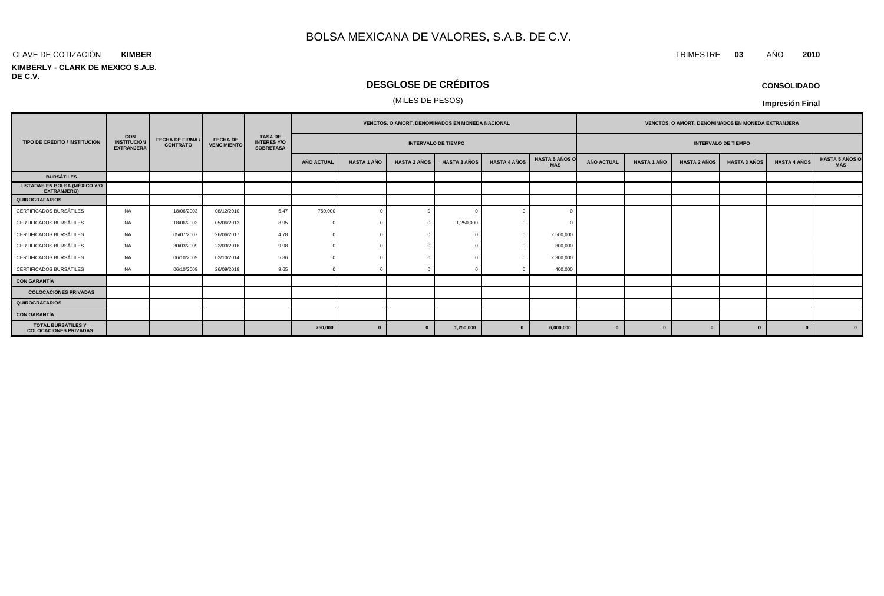# BOLSA MEXICANA DE VALORES, S.A.B. DE C.V.

CLAVE DE COTIZACIÓN **KIMBER**

TRIMESTRE **03** AÑO **2010**

**KIMBERLY - CLARK DE MEXICO S.A.B. DE C.V.**

## DESGLOSE DE CRÉDITOS

(MILES DE PESOS)

**CONSOLIDADO**

**Impresión Final**

| TIPO DE CRÉDITO / INSTITUCIÓN | CON INSTITUCIÓN EXTRANJERA | FECHA DE FIRMA / CONTRATO | FECHA DE VENCIMIENTO | TASA DE INTERÉS Y/O SOBRETASA | VENCTOS. O AMORT. DENOMINADOS EN MONEDA NACIONAL | | | | | | VENCTOS. O AMORT. DENOMINADOS EN MONEDA EXTRANJERA | | | | | |
|---|---|---|---|---|---|---|---|---|---|---|---|---|---|---|---|---|
| | | | | | INTERVALO DE TIEMPO | | | | | | INTERVALO DE TIEMPO | | | | | |
| | | | | | AÑO ACTUAL | HASTA 1 AÑO | HASTA 2 AÑOS | HASTA 3 AÑOS | HASTA 4 AÑOS | HASTA 5 AÑOS O MÁS | AÑO ACTUAL | HASTA 1 AÑO | HASTA 2 AÑOS | HASTA 3 AÑOS | HASTA 4 AÑOS | HASTA 5 AÑOS O MÁS |
| **BURSÁTILES** | | | | | | | | | | | | | | | | |
| **LISTADAS EN BOLSA (MÉXICO Y/O EXTRANJERO)** | | | | | | | | | | | | | | | | |
| **QUIROGRAFARIOS** | | | | | | | | | | | | | | | | |
| CERTIFICADOS BURSÁTILES | NA | 18/06/2003 | 08/12/2010 | 5.47 | 750,000 | 0 | 0 | 0 | 0 | 0 | | | | | | |
| CERTIFICADOS BURSÁTILES | NA | 18/06/2003 | 05/06/2013 | 8.95 | 0 | 0 | 0 | 1,250,000 | 0 | 0 | | | | | | |
| CERTIFICADOS BURSÁTILES | NA | 05/07/2007 | 26/06/2017 | 4.78 | 0 | 0 | 0 | 0 | 0 | 2,500,000 | | | | | | |
| CERTIFICADOS BURSÁTILES | NA | 30/03/2009 | 22/03/2016 | 9.98 | 0 | 0 | 0 | 0 | 0 | 800,000 | | | | | | |
| CERTIFICADOS BURSÁTILES | NA | 06/10/2009 | 02/10/2014 | 5.86 | 0 | 0 | 0 | 0 | 0 | 2,300,000 | | | | | | |
| CERTIFICADOS BURSÁTILES | NA | 06/10/2009 | 26/09/2019 | 9.65 | 0 | 0 | 0 | 0 | 0 | 400,000 | | | | | | |
| **CON GARANTÍA** | | | | | | | | | | | | | | | | |
| **COLOCACIONES PRIVADAS** | | | | | | | | | | | | | | | | |
| **QUIROGRAFARIOS** | | | | | | | | | | | | | | | | |
| **CON GARANTÍA** | | | | | | | | | | | | | | | | |
| **TOTAL BURSÁTILES Y COLOCACIONES PRIVADAS** | | | | | **750,000** | **0** | **0** | **1,250,000** | **0** | **6,000,000** | **0** | **0** | **0** | **0** | **0** | **0** |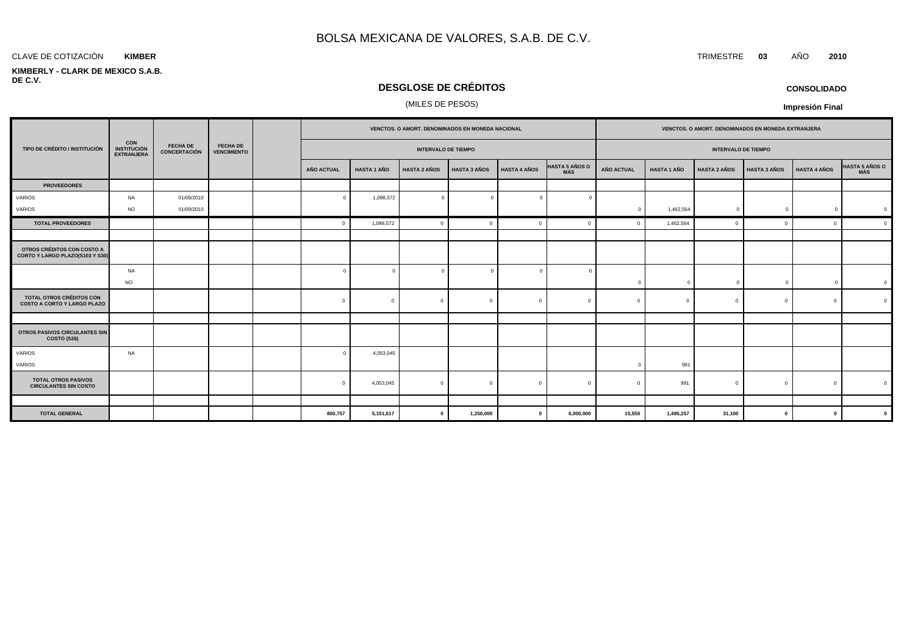# BOLSA MEXICANA DE VALORES, S.A.B. DE C.V.

CLAVE DE COTIZACIÓN **KIMBER**

TRIMESTRE **03** AÑO **2010**

**KIMBERLY - CLARK DE MEXICO S.A.B. DE C.V.**

## DESGLOSE DE CRÉDITOS

(MILES DE PESOS)

**CONSOLIDADO**

**Impresión Final**

| TIPO DE CRÉDITO / INSTITUCIÓN | CON INSTITUCIÓN EXTRANJERA | FECHA DE CONCERTACIÓN | FECHA DE VENCIMIENTO | | VENCTOS. O AMORT. DENOMINADOS EN MONEDA NACIONAL | | | | | | VENCTOS. O AMORT. DENOMINADOS EN MONEDA EXTRANJERA | | | | | |
|---|---|---|---|---|---|---|---|---|---|---|---|---|---|---|---|---|
| | | | | | INTERVALO DE TIEMPO | | | | | | INTERVALO DE TIEMPO | | | | | |
| | | | | | AÑO ACTUAL | HASTA 1 AÑO | HASTA 2 AÑOS | HASTA 3 AÑOS | HASTA 4 AÑOS | HASTA 5 AÑOS O MÁS | AÑO ACTUAL | HASTA 1 AÑO | HASTA 2 AÑOS | HASTA 3 AÑOS | HASTA 4 AÑOS | HASTA 5 AÑOS O MÁS |
| **PROVEEDORES** | | | | | | | | | | | | | | | | |
| VARIOS | NA | 01/09/2010 | | | 0 | 1,098,572 | 0 | 0 | 0 | 0 | | | | | | |
| VARIOS | NO | 01/09/2010 | | | | | | | | | 0 | 1,462,564 | 0 | 0 | 0 | 0 |
| **TOTAL PROVEEDORES** | | | | | 0 | 1,098,572 | 0 | 0 | 0 | 0 | 0 | 1,462,564 | 0 | 0 | 0 | 0 |
| | | | | | | | | | | | | | | | | |
| **OTROS CRÉDITOS CON COSTO A CORTO Y LARGO PLAZO(S103 Y S30)** | | | | | | | | | | | | | | | | |
| | NA | | | | 0 | 0 | 0 | 0 | 0 | 0 | | | | | | |
| | NO | | | | | | | | | | 0 | 0 | 0 | 0 | 0 | 0 |
| **TOTAL OTROS CRÉDITOS CON COSTO A CORTO Y LARGO PLAZO** | | | | | 0 | 0 | 0 | 0 | 0 | 0 | 0 | 0 | 0 | 0 | 0 | 0 |
| | | | | | | | | | | | | | | | | |
| **OTROS PASIVOS CIRCULANTES SIN COSTO (S26)** | | | | | | | | | | | | | | | | |
| VARIOS | NA | | | | 0 | 4,053,045 | | | | | | | | | | |
| VARIOS | | | | | | | | | | | 0 | 991 | | | | |
| **TOTAL OTROS PASIVOS CIRCULANTES SIN COSTO** | | | | | 0 | 4,053,045 | 0 | 0 | 0 | 0 | 0 | 991 | 0 | 0 | 0 | 0 |
| | | | | | | | | | | | | | | | | |
| **TOTAL GENERAL** | | | | | **800,757** | **5,151,617** | **0** | **1,250,000** | **0** | **6,000,000** | **15,550** | **1,495,257** | **31,100** | **0** | **0** | **0** |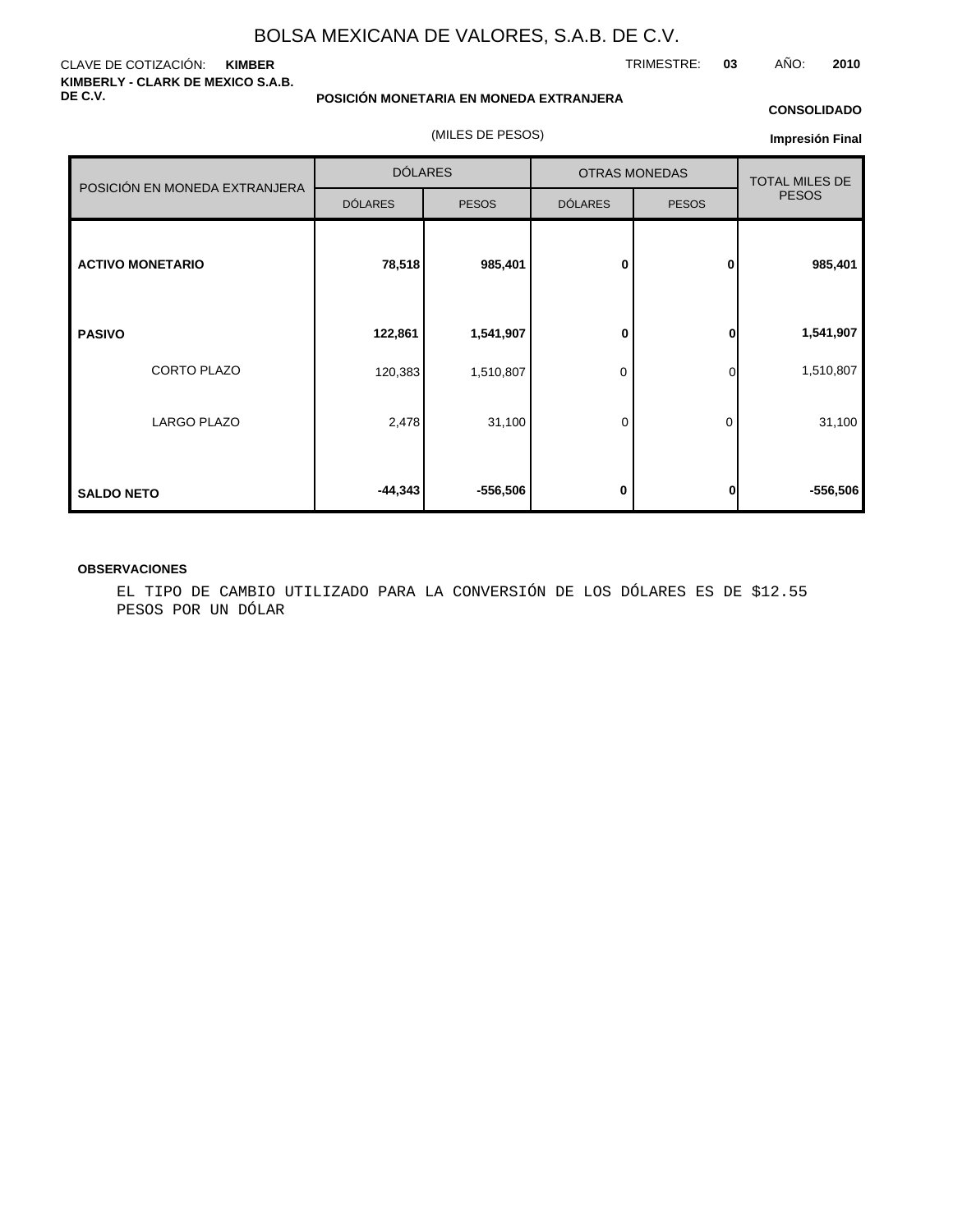# BOLSA MEXICANA DE VALORES, S.A.B. DE C.V.

CLAVE DE COTIZACIÓN: **KIMBER**

TRIMESTRE: **03** AÑO: **2010**

**KIMBERLY - CLARK DE MEXICO S.A.B. DE C.V.**

**POSICIÓN MONETARIA EN MONEDA EXTRANJERA**

**CONSOLIDADO**

(MILES DE PESOS)

**Impresión Final**

| POSICIÓN EN MONEDA EXTRANJERA | DÓLARES | | OTRAS MONEDAS | | TOTAL MILES DE PESOS |
|---|---|---|---|---|---|
| | DÓLARES | PESOS | DÓLARES | PESOS | |
| **ACTIVO MONETARIO** | **78,518** | **985,401** | **0** | **0** | **985,401** |
| **PASIVO** | **122,861** | **1,541,907** | **0** | **0** | **1,541,907** |
| CORTO PLAZO | 120,383 | 1,510,807 | 0 | 0 | 1,510,807 |
| LARGO PLAZO | 2,478 | 31,100 | 0 | 0 | 31,100 |
| **SALDO NETO** | **-44,343** | **-556,506** | **0** | **0** | **-556,506** |

**OBSERVACIONES**

EL TIPO DE CAMBIO UTILIZADO PARA LA CONVERSIÓN DE LOS DÓLARES ES DE $12.55 PESOS POR UN DÓLAR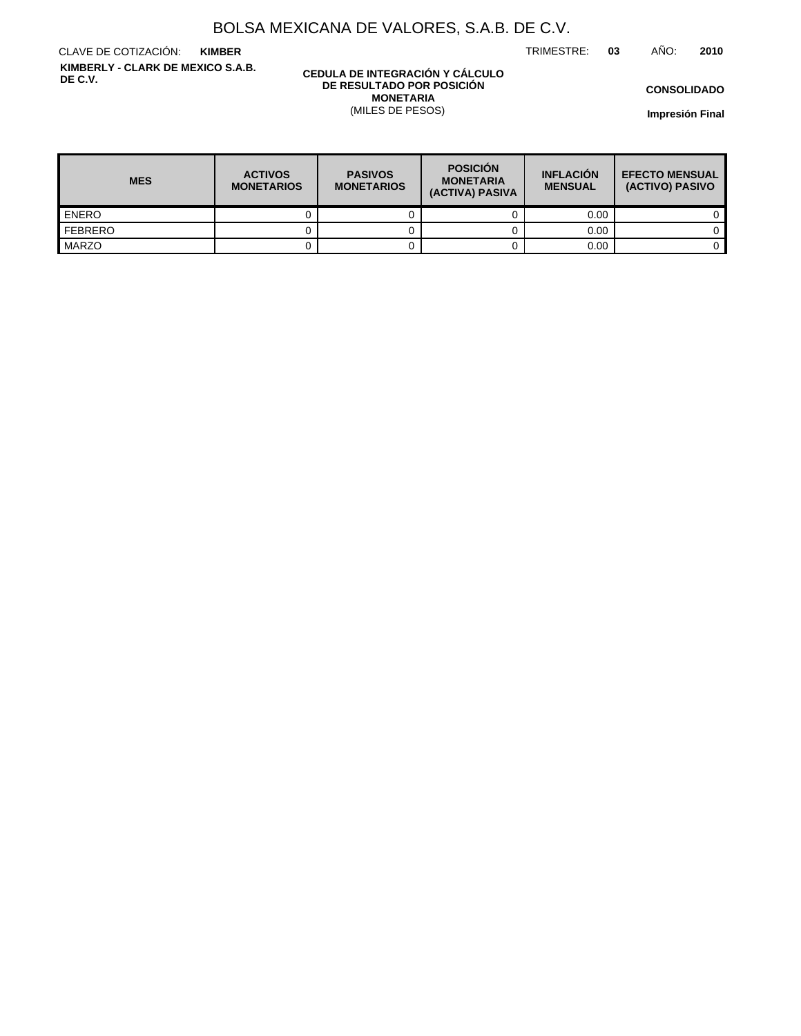# BOLSA MEXICANA DE VALORES, S.A.B. DE C.V.

CLAVE DE COTIZACIÓN: **KIMBER**

TRIMESTRE: **03** AÑO: **2010**

**KIMBERLY - CLARK DE MEXICO S.A.B. DE C.V.**

**CEDULA DE INTEGRACIÓN Y CÁLCULO DE RESULTADO POR POSICIÓN MONETARIA**
(MILES DE PESOS)

**CONSOLIDADO**

**Impresión Final**

| MES | ACTIVOS MONETARIOS | PASIVOS MONETARIOS | POSICIÓN MONETARIA (ACTIVA) PASIVA | INFLACIÓN MENSUAL | EFECTO MENSUAL (ACTIVO) PASIVO |
|---|---|---|---|---|---|
| ENERO | 0 | 0 | 0 | 0.00 | 0 |
| FEBRERO | 0 | 0 | 0 | 0.00 | 0 |
| MARZO | 0 | 0 | 0 | 0.00 | 0 |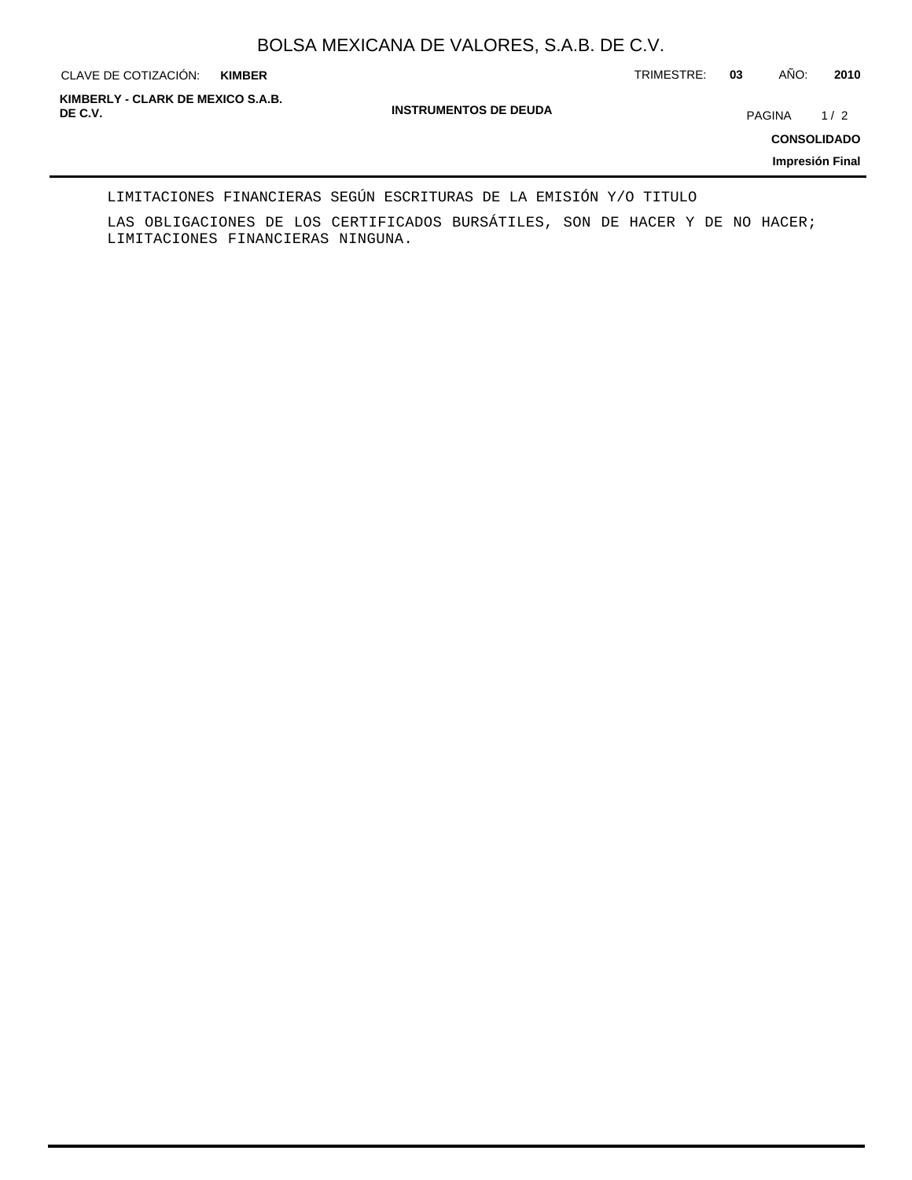LIMITACIONES FINANCIERAS SEGÚN ESCRITURAS DE LA EMISIÓN Y/O TITULO

LAS OBLIGACIONES DE LOS CERTIFICADOS BURSÁTILES, SON DE HACER Y DE NO HACER; LIMITACIONES FINANCIERAS NINGUNA.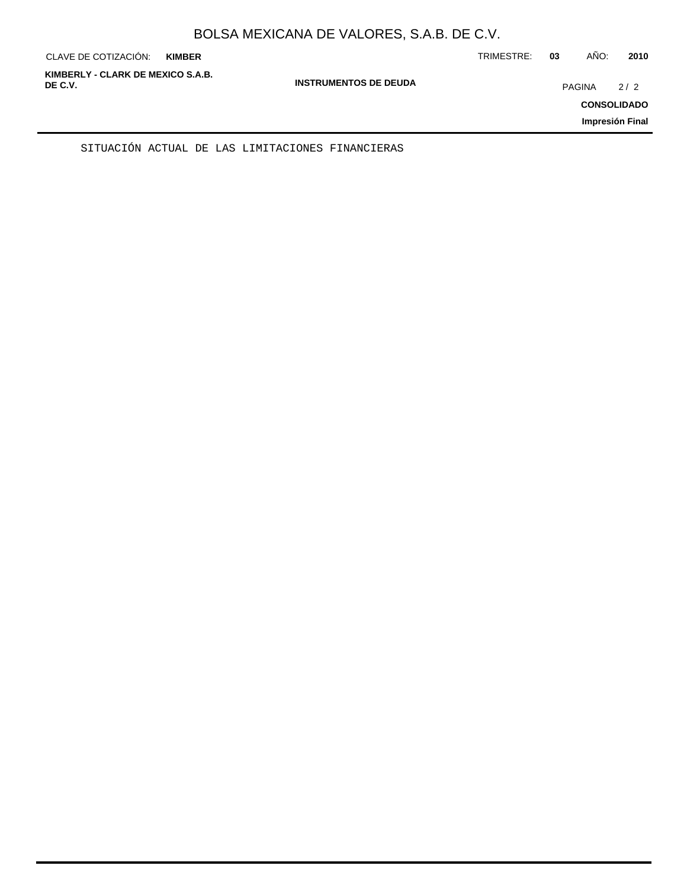SITUACIÓN ACTUAL DE LAS LIMITACIONES FINANCIERAS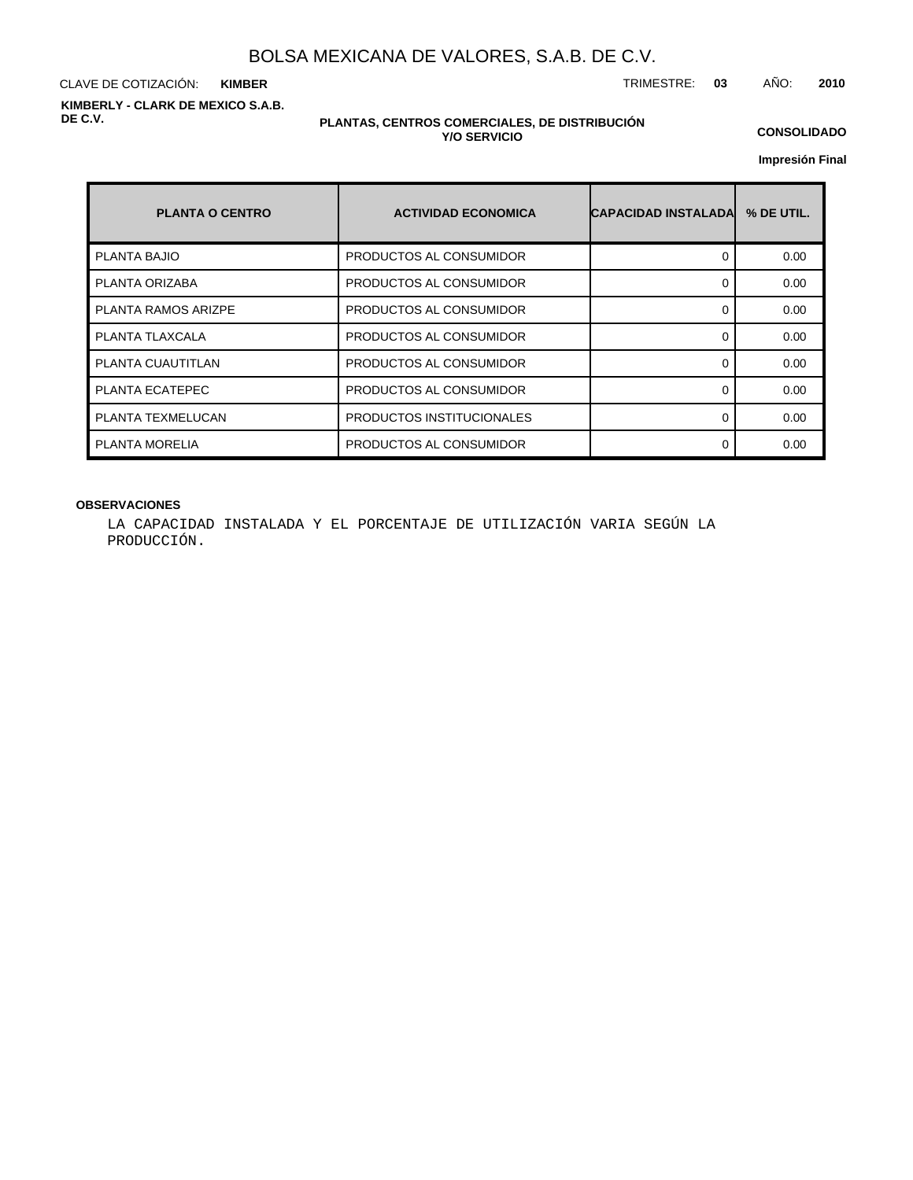# BOLSA MEXICANA DE VALORES, S.A.B. DE C.V.

CLAVE DE COTIZACIÓN: **KIMBER**

TRIMESTRE: **03** AÑO: **2010**

**KIMBERLY - CLARK DE MEXICO S.A.B. DE C.V.**

**PLANTAS, CENTROS COMERCIALES, DE DISTRIBUCIÓN Y/O SERVICIO**

**CONSOLIDADO**

**Impresión Final**

| PLANTA O CENTRO | ACTIVIDAD ECONOMICA | CAPACIDAD INSTALADA | % DE UTIL. |
|---|---|---|---|
| PLANTA BAJIO | PRODUCTOS AL CONSUMIDOR | 0 | 0.00 |
| PLANTA ORIZABA | PRODUCTOS AL CONSUMIDOR | 0 | 0.00 |
| PLANTA RAMOS ARIZPE | PRODUCTOS AL CONSUMIDOR | 0 | 0.00 |
| PLANTA TLAXCALA | PRODUCTOS AL CONSUMIDOR | 0 | 0.00 |
| PLANTA CUAUTITLAN | PRODUCTOS AL CONSUMIDOR | 0 | 0.00 |
| PLANTA ECATEPEC | PRODUCTOS AL CONSUMIDOR | 0 | 0.00 |
| PLANTA TEXMELUCAN | PRODUCTOS INSTITUCIONALES | 0 | 0.00 |
| PLANTA MORELIA | PRODUCTOS AL CONSUMIDOR | 0 | 0.00 |

**OBSERVACIONES**

LA CAPACIDAD INSTALADA Y EL PORCENTAJE DE UTILIZACIÓN VARIA SEGÚN LA PRODUCCIÓN.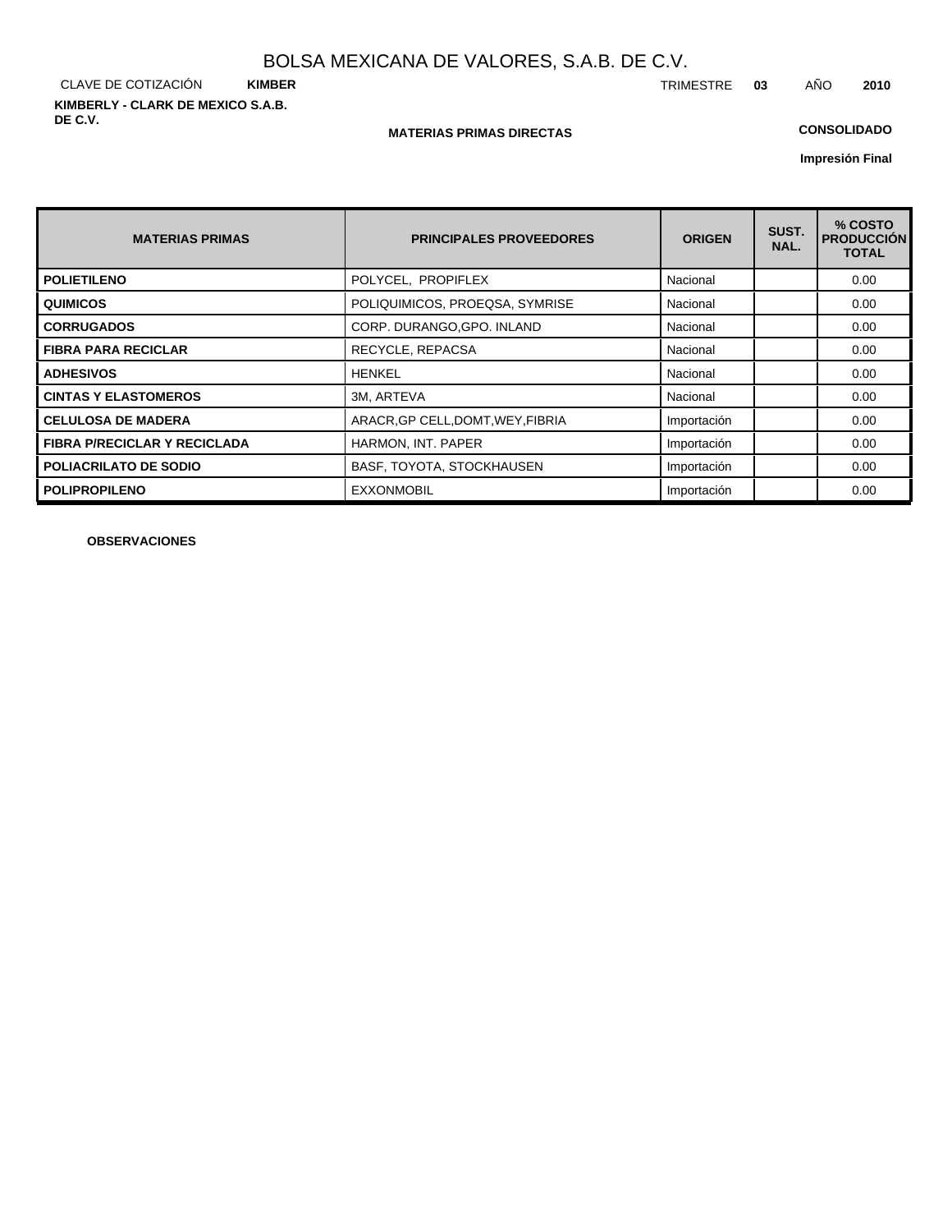BOLSA MEXICANA DE VALORES, S.A.B. DE C.V.

CLAVE DE COTIZACIÓN **KIMBER**

TRIMESTRE **03** AÑO **2010**

**KIMBERLY - CLARK DE MEXICO S.A.B. DE C.V.**

**MATERIAS PRIMAS DIRECTAS**

**CONSOLIDADO**

**Impresión Final**

| MATERIAS PRIMAS | PRINCIPALES PROVEEDORES | ORIGEN | SUST. NAL. | % COSTO PRODUCCIÓN TOTAL |
|---|---|---|---|---|
| **POLIETILENO** | POLYCEL, PROPIFLEX | Nacional | | 0.00 |
| **QUIMICOS** | POLIQUIMICOS, PROEQSA, SYMRISE | Nacional | | 0.00 |
| **CORRUGADOS** | CORP. DURANGO,GPO. INLAND | Nacional | | 0.00 |
| **FIBRA PARA RECICLAR** | RECYCLE, REPACSA | Nacional | | 0.00 |
| **ADHESIVOS** | HENKEL | Nacional | | 0.00 |
| **CINTAS Y ELASTOMEROS** | 3M, ARTEVA | Nacional | | 0.00 |
| **CELULOSA DE MADERA** | ARACR,GP CELL,DOMT,WEY,FIBRIA | Importación | | 0.00 |
| **FIBRA P/RECICLAR Y RECICLADA** | HARMON, INT. PAPER | Importación | | 0.00 |
| **POLIACRILATO DE SODIO** | BASF, TOYOTA, STOCKHAUSEN | Importación | | 0.00 |
| **POLIPROPILENO** | EXXONMOBIL | Importación | | 0.00 |

**OBSERVACIONES**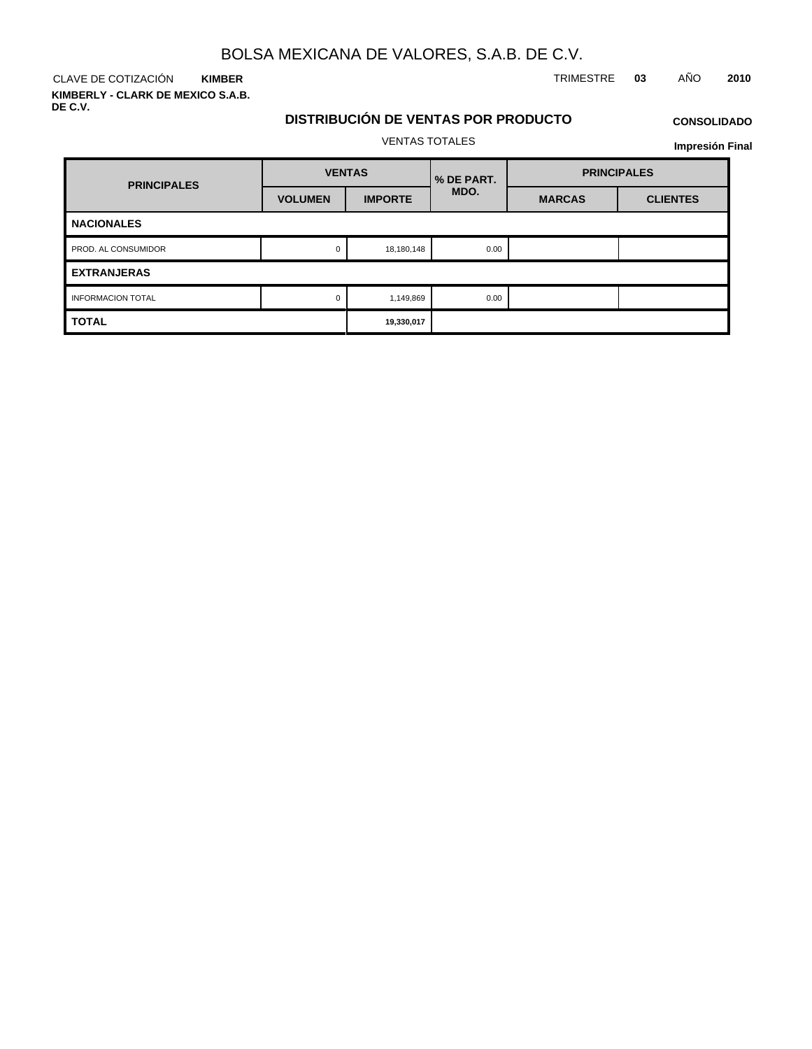# BOLSA MEXICANA DE VALORES, S.A.B. DE C.V.

CLAVE DE COTIZACIÓN **KIMBER**

TRIMESTRE **03** AÑO **2010**

**KIMBERLY - CLARK DE MEXICO S.A.B. DE C.V.**

## DISTRIBUCIÓN DE VENTAS POR PRODUCTO

**CONSOLIDADO**

VENTAS TOTALES

**Impresión Final**

| PRINCIPALES | VENTAS | | % DE PART. MDO. | PRINCIPALES | |
|---|---|---|---|---|---|
| | VOLUMEN | IMPORTE | | MARCAS | CLIENTES |
| **NACIONALES** | | | | | |
| PROD. AL CONSUMIDOR | 0 | 18,180,148 | 0.00 | | |
| **EXTRANJERAS** | | | | | |
| INFORMACION TOTAL | 0 | 1,149,869 | 0.00 | | |
| **TOTAL** | | **19,330,017** | | | |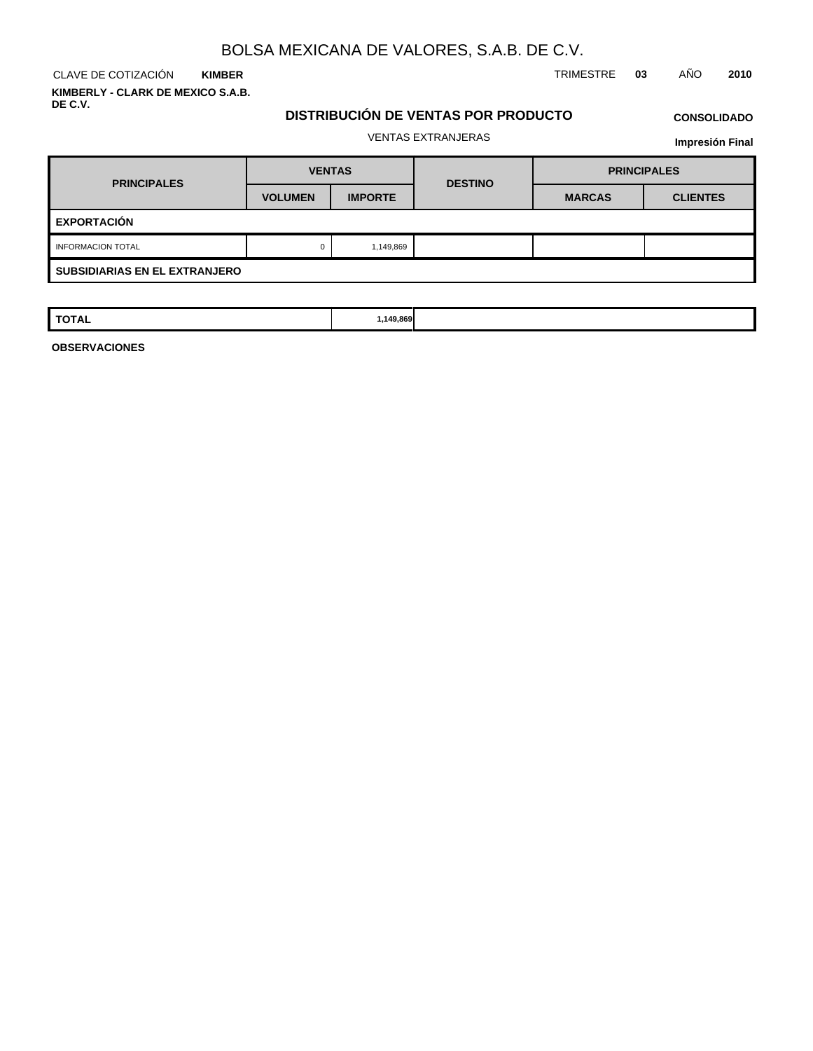# BOLSA MEXICANA DE VALORES, S.A.B. DE C.V.

CLAVE DE COTIZACIÓN **KIMBER** TRIMESTRE **03** AÑO **2010**

**KIMBERLY - CLARK DE MEXICO S.A.B. DE C.V.**

## DISTRIBUCIÓN DE VENTAS POR PRODUCTO

**CONSOLIDADO**

VENTAS EXTRANJERAS

**Impresión Final**

| PRINCIPALES | VENTAS | | DESTINO | PRINCIPALES | |
|---|---|---|---|---|---|
| | VOLUMEN | IMPORTE | | MARCAS | CLIENTES |
| **EXPORTACIÓN** | | | | | |
| INFORMACION TOTAL | 0 | 1,149,869 | | | |
| **SUBSIDIARIAS EN EL EXTRANJERO** | | | | | |
| **TOTAL** | | **1,149,869** | | | |

**OBSERVACIONES**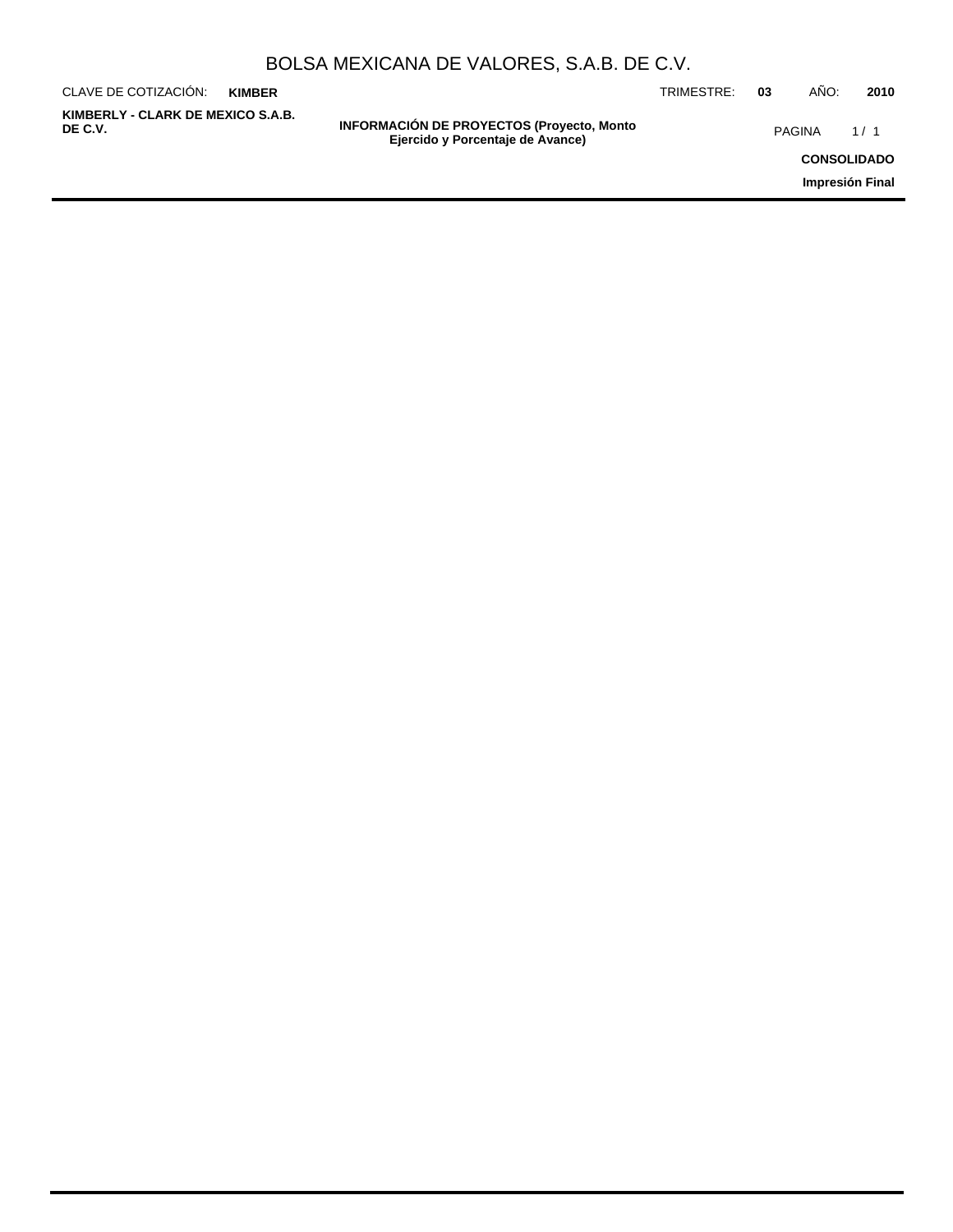## INFORMACIÓN DE PROYECTOS (Proyecto, Monto Ejercido y Porcentaje de Avance)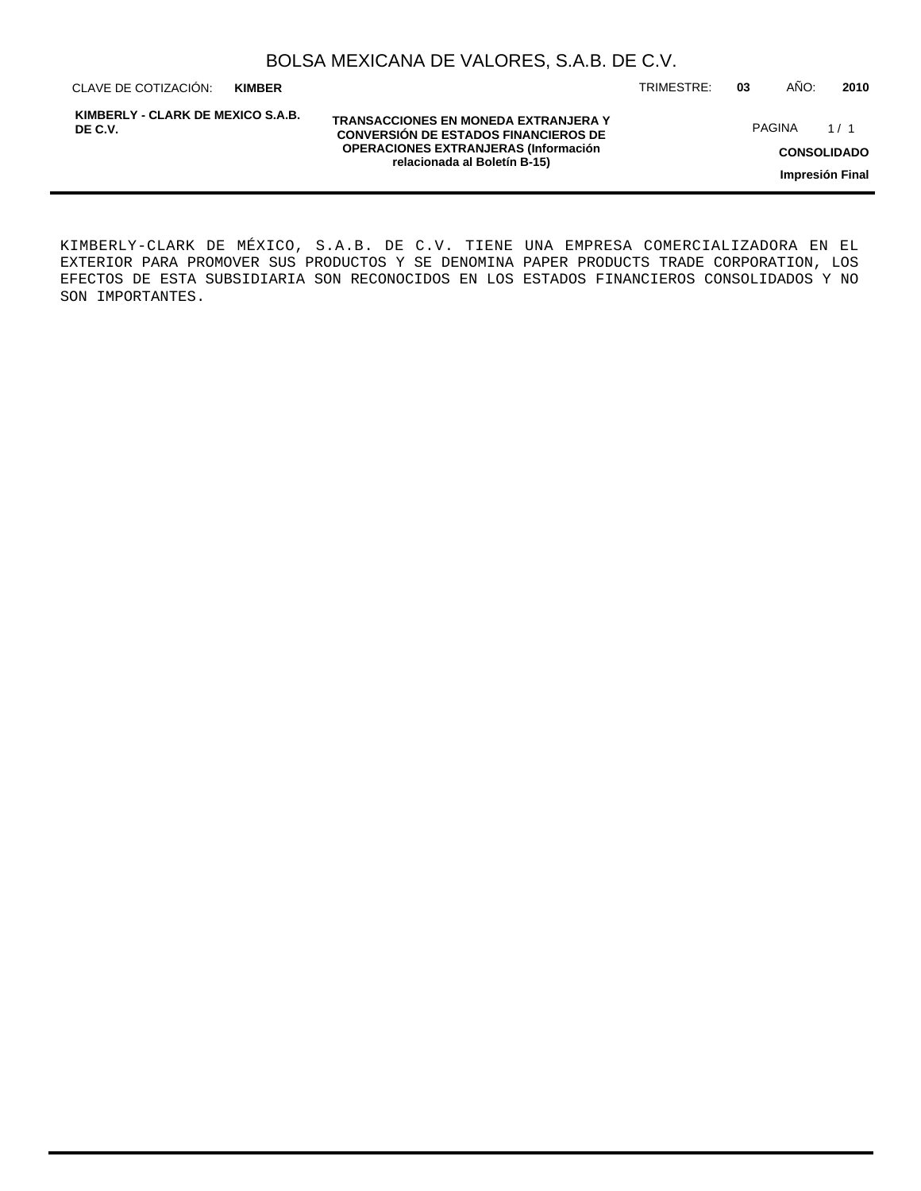## TRANSACCIONES EN MONEDA EXTRANJERA Y CONVERSIÓN DE ESTADOS FINANCIEROS DE OPERACIONES EXTRANJERAS (Información relacionada al Boletín B-15)

KIMBERLY-CLARK DE MÉXICO, S.A.B. DE C.V. TIENE UNA EMPRESA COMERCIALIZADORA EN EL EXTERIOR PARA PROMOVER SUS PRODUCTOS Y SE DENOMINA PAPER PRODUCTS TRADE CORPORATION, LOS EFECTOS DE ESTA SUBSIDIARIA SON RECONOCIDOS EN LOS ESTADOS FINANCIEROS CONSOLIDADOS Y NO SON IMPORTANTES.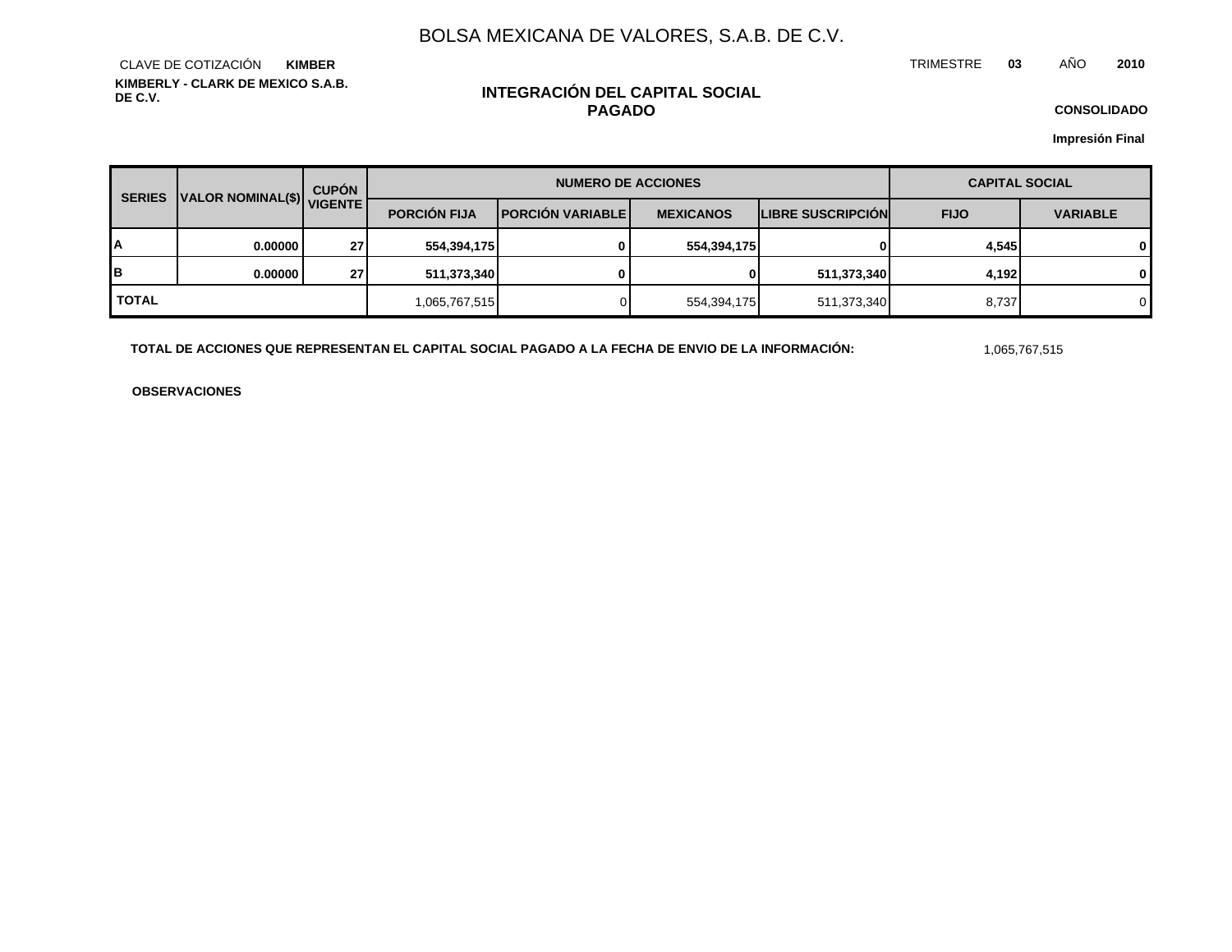# BOLSA MEXICANA DE VALORES, S.A.B. DE C.V.

CLAVE DE COTIZACIÓN **KIMBER**

**KIMBERLY - CLARK DE MEXICO S.A.B. DE C.V.**

TRIMESTRE **03** AÑO **2010**

## INTEGRACIÓN DEL CAPITAL SOCIAL PAGADO

**CONSOLIDADO**

**Impresión Final**

| SERIES | VALOR NOMINAL($) | CUPÓN VIGENTE | NUMERO DE ACCIONES | | | | CAPITAL SOCIAL | |
|---|---|---|---|---|---|---|---|---|
| | | | PORCIÓN FIJA | PORCIÓN VARIABLE | MEXICANOS | LIBRE SUSCRIPCIÓN | FIJO | VARIABLE |
| A | 0.00000 | 27 | 554,394,175 | 0 | 554,394,175 | 0 | 4,545 | 0 |
| B | 0.00000 | 27 | 511,373,340 | 0 | 0 | 511,373,340 | 4,192 | 0 |
| TOTAL | | | 1,065,767,515 | 0 | 554,394,175 | 511,373,340 | 8,737 | 0 |

**TOTAL DE ACCIONES QUE REPRESENTAN EL CAPITAL SOCIAL PAGADO A LA FECHA DE ENVIO DE LA INFORMACIÓN:** 1,065,767,515

**OBSERVACIONES**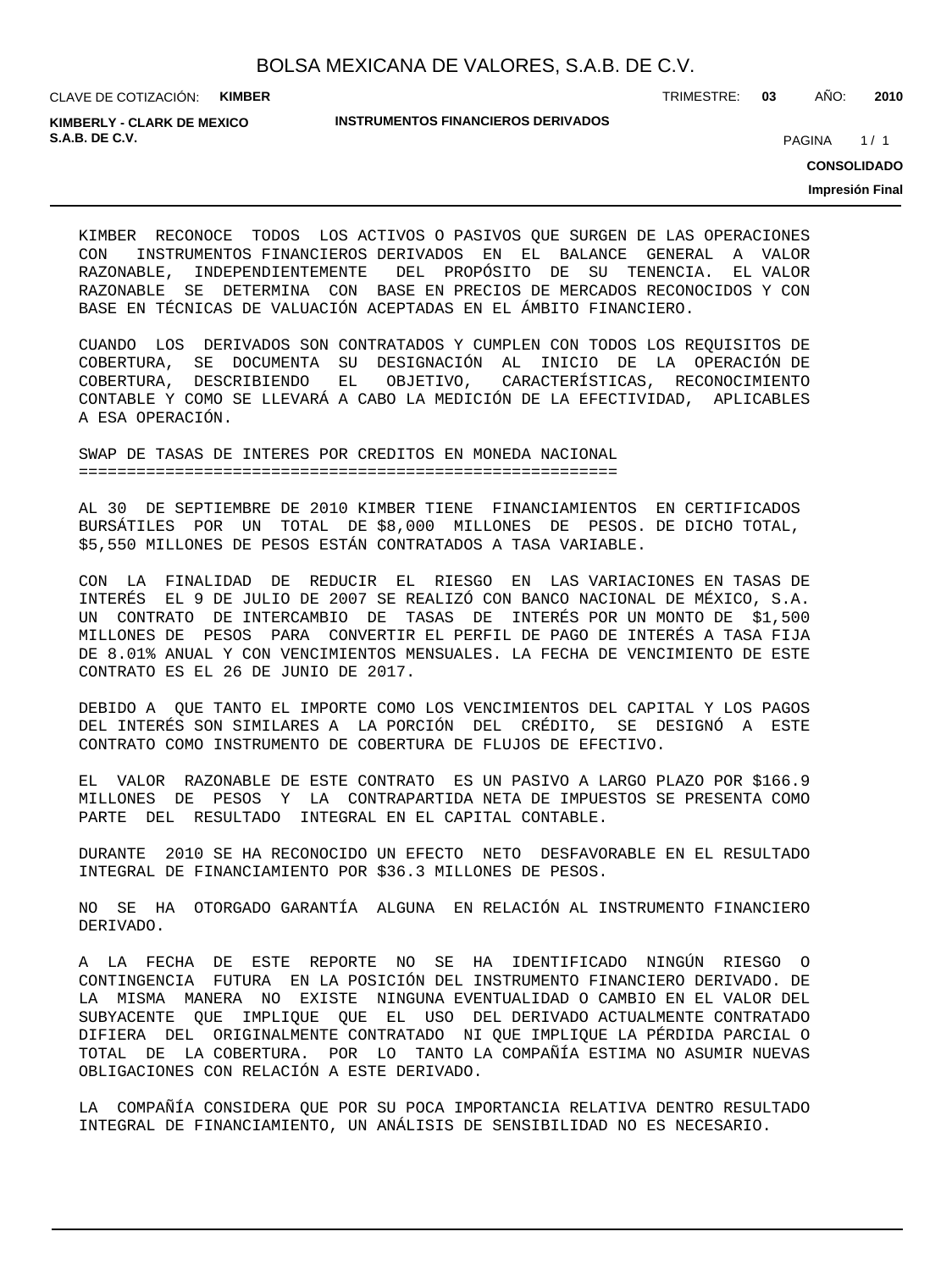# INSTRUMENTOS FINANCIEROS DERIVADOS

KIMBER RECONOCE TODOS LOS ACTIVOS O PASIVOS QUE SURGEN DE LAS OPERACIONES CON INSTRUMENTOS FINANCIEROS DERIVADOS EN EL BALANCE GENERAL A VALOR RAZONABLE, INDEPENDIENTEMENTE DEL PROPÓSITO DE SU TENENCIA. EL VALOR RAZONABLE SE DETERMINA CON BASE EN PRECIOS DE MERCADOS RECONOCIDOS Y CON BASE EN TÉCNICAS DE VALUACIÓN ACEPTADAS EN EL ÁMBITO FINANCIERO.

CUANDO LOS DERIVADOS SON CONTRATADOS Y CUMPLEN CON TODOS LOS REQUISITOS DE COBERTURA, SE DOCUMENTA SU DESIGNACIÓN AL INICIO DE LA OPERACIÓN DE COBERTURA, DESCRIBIENDO EL OBJETIVO, CARACTERÍSTICAS, RECONOCIMIENTO CONTABLE Y COMO SE LLEVARÁ A CABO LA MEDICIÓN DE LA EFECTIVIDAD, APLICABLES A ESA OPERACIÓN.

## SWAP DE TASAS DE INTERES POR CREDITOS EN MONEDA NACIONAL

AL 30 DE SEPTIEMBRE DE 2010 KIMBER TIENE FINANCIAMIENTOS EN CERTIFICADOS BURSÁTILES POR UN TOTAL DE $8,000 MILLONES DE PESOS. DE DICHO TOTAL, $5,550 MILLONES DE PESOS ESTÁN CONTRATADOS A TASA VARIABLE.

CON LA FINALIDAD DE REDUCIR EL RIESGO EN LAS VARIACIONES EN TASAS DE INTERÉS EL 9 DE JULIO DE 2007 SE REALIZÓ CON BANCO NACIONAL DE MÉXICO, S.A. UN CONTRATO DE INTERCAMBIO DE TASAS DE INTERÉS POR UN MONTO DE $1,500 MILLONES DE PESOS PARA CONVERTIR EL PERFIL DE PAGO DE INTERÉS A TASA FIJA DE 8.01% ANUAL Y CON VENCIMIENTOS MENSUALES. LA FECHA DE VENCIMIENTO DE ESTE CONTRATO ES EL 26 DE JUNIO DE 2017.

DEBIDO A QUE TANTO EL IMPORTE COMO LOS VENCIMIENTOS DEL CAPITAL Y LOS PAGOS DEL INTERÉS SON SIMILARES A LA PORCIÓN DEL CRÉDITO, SE DESIGNÓ A ESTE CONTRATO COMO INSTRUMENTO DE COBERTURA DE FLUJOS DE EFECTIVO.

EL VALOR RAZONABLE DE ESTE CONTRATO ES UN PASIVO A LARGO PLAZO POR $166.9 MILLONES DE PESOS Y LA CONTRAPARTIDA NETA DE IMPUESTOS SE PRESENTA COMO PARTE DEL RESULTADO INTEGRAL EN EL CAPITAL CONTABLE.

DURANTE 2010 SE HA RECONOCIDO UN EFECTO NETO DESFAVORABLE EN EL RESULTADO INTEGRAL DE FINANCIAMIENTO POR $36.3 MILLONES DE PESOS.

NO SE HA OTORGADO GARANTÍA ALGUNA EN RELACIÓN AL INSTRUMENTO FINANCIERO DERIVADO.

A LA FECHA DE ESTE REPORTE NO SE HA IDENTIFICADO NINGÚN RIESGO O CONTINGENCIA FUTURA EN LA POSICIÓN DEL INSTRUMENTO FINANCIERO DERIVADO. DE LA MISMA MANERA NO EXISTE NINGUNA EVENTUALIDAD O CAMBIO EN EL VALOR DEL SUBYACENTE QUE IMPLIQUE QUE EL USO DEL DERIVADO ACTUALMENTE CONTRATADO DIFIERA DEL ORIGINALMENTE CONTRATADO NI QUE IMPLIQUE LA PÉRDIDA PARCIAL O TOTAL DE LA COBERTURA. POR LO TANTO LA COMPAÑÍA ESTIMA NO ASUMIR NUEVAS OBLIGACIONES CON RELACIÓN A ESTE DERIVADO.

LA COMPAÑÍA CONSIDERA QUE POR SU POCA IMPORTANCIA RELATIVA DENTRO RESULTADO INTEGRAL DE FINANCIAMIENTO, UN ANÁLISIS DE SENSIBILIDAD NO ES NECESARIO.